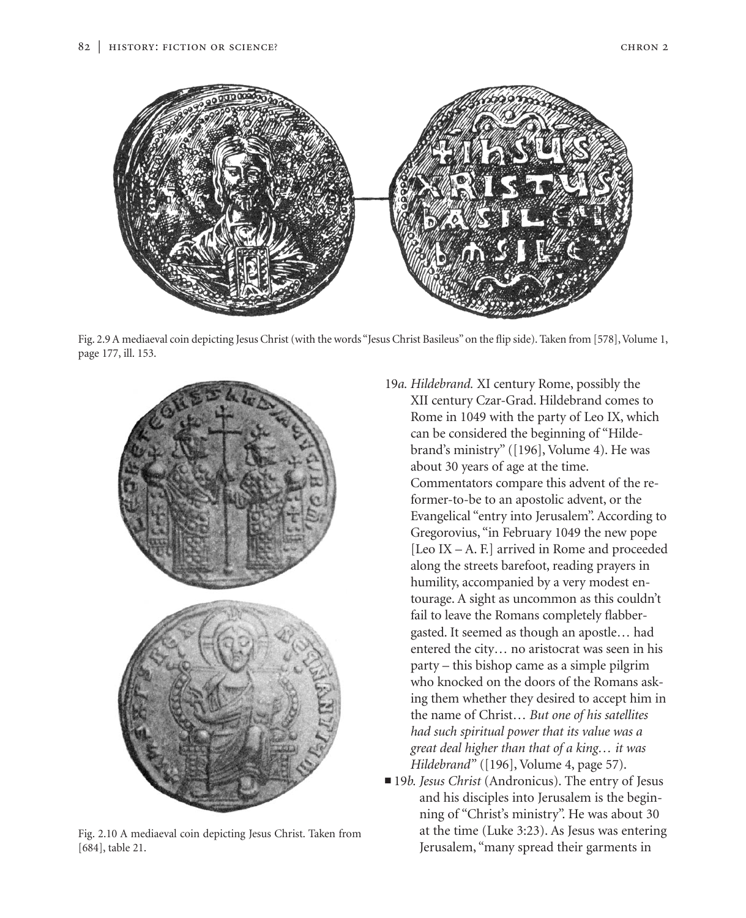Fig. 2.9 A mediaeval coin depicting Jesus Christ (with the words "Jesus Christ Basileus" on the flip side). Taken from [578], Volume 1, page 177, ill. 153.

Fig. 2.10 A mediaeval coin depicting Jesus Christ. Taken from [684], table 21.

19*a. Hildebrand.* XI century Rome, possibly the XII century Czar-Grad. Hildebrand comes to Rome in 1049 with the party of Leo IX, which can be considered the beginning of "Hildebrand's ministry" ([196], Volume 4). He was about 30 years of age at the time. Commentators compare this advent of the reformer-to-be to an apostolic advent, or the Evangelical "entry into Jerusalem". According to Gregorovius, "in February 1049 the new pope [Leo IX – A. F.] arrived in Rome and proceeded along the streets barefoot, reading prayers in humility, accompanied by a very modest entourage. A sight as uncommon as this couldn't fail to leave the Romans completely flabbergasted. It seemed as though an apostle… had entered the city… no aristocrat was seen in his party – this bishop came as a simple pilgrim who knocked on the doors of the Romans asking them whether they desired to accept him in the name of Christ… *But one of his satellites had such spiritual power that its value was a great deal higher than that of a king… it was Hildebrand*" ([196], Volume 4, page 57).

■ 19*b. Jesus Christ* (Andronicus). The entry of Jesus and his disciples into Jerusalem is the beginning of "Christ's ministry". He was about 30 at the time (Luke 3:23). As Jesus was entering Jerusalem, "many spread their garments in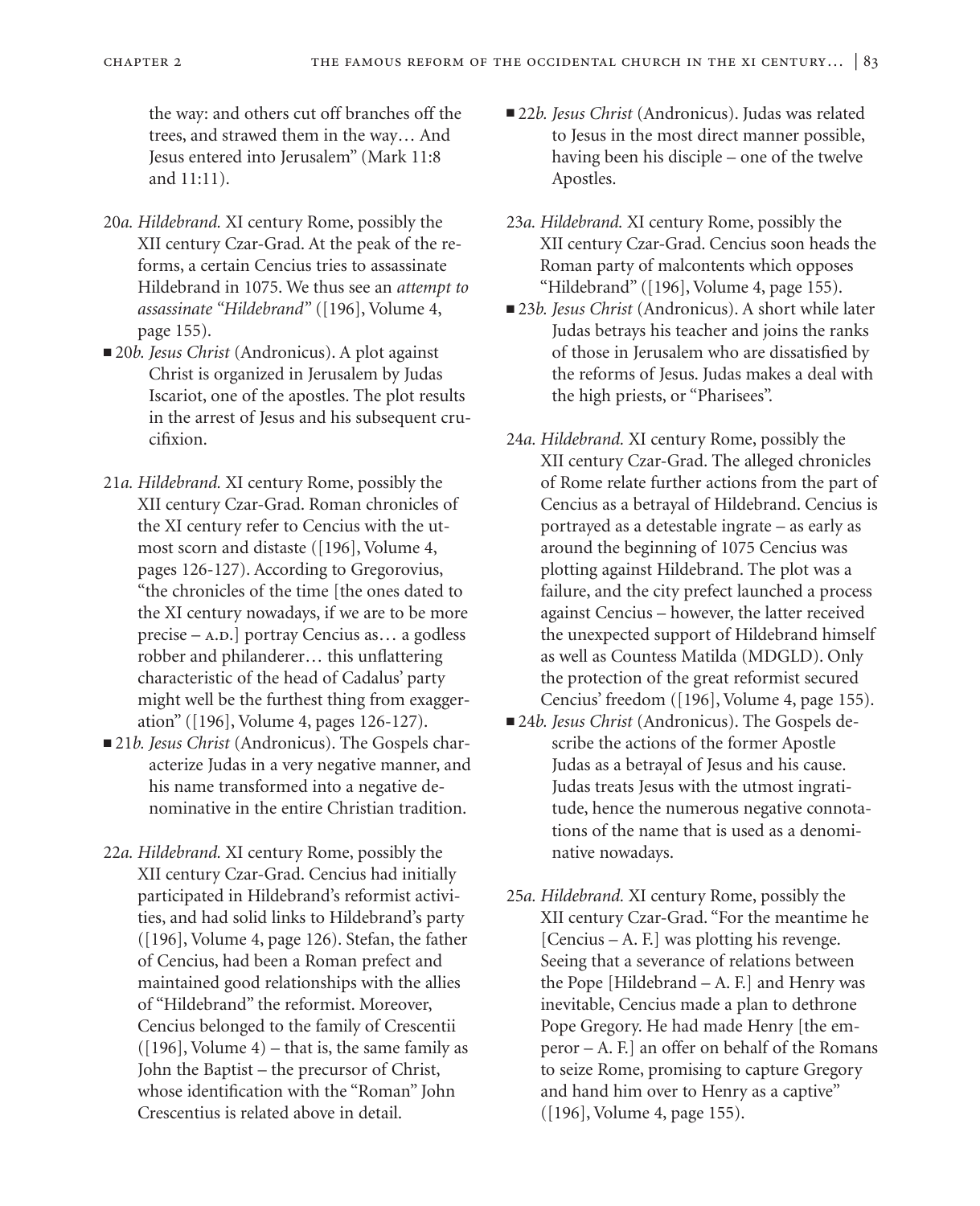the way: and others cut off branches off the trees, and strawed them in the way… And Jesus entered into Jerusalem" (Mark 11:8 and 11:11).

20*a. Hildebrand.* XI century Rome, possibly the XII century Czar-Grad. At the peak of the reforms, a certain Cencius tries to assassinate Hildebrand in 1075. We thus see an *attempt to assassinate "Hildebrand"* ([196], Volume 4, page 155).

■ 20*b. Jesus Christ* (Andronicus). A plot against Christ is organized in Jerusalem by Judas Iscariot, one of the apostles. The plot results in the arrest of Jesus and his subsequent crucifixion.

21*a. Hildebrand.* XI century Rome, possibly the XII century Czar-Grad. Roman chronicles of the XI century refer to Cencius with the utmost scorn and distaste ([196], Volume 4, pages 126-127). According to Gregorovius, "the chronicles of the time [the ones dated to the XI century nowadays, if we are to be more precise – A.D.] portray Cencius as… a godless robber and philanderer… this unflattering characteristic of the head of Cadalus' party might well be the furthest thing from exaggeration" ([196], Volume 4, pages 126-127).

■ 21*b. Jesus Christ* (Andronicus). The Gospels characterize Judas in a very negative manner, and his name transformed into a negative denominative in the entire Christian tradition.

22*a. Hildebrand.* XI century Rome, possibly the XII century Czar-Grad. Cencius had initially participated in Hildebrand's reformist activities, and had solid links to Hildebrand's party ([196], Volume 4, page 126). Stefan, the father of Cencius, had been a Roman prefect and maintained good relationships with the allies of "Hildebrand" the reformist. Moreover, Cencius belonged to the family of Crescentii ([196], Volume 4) – that is, the same family as John the Baptist – the precursor of Christ, whose identification with the "Roman" John Crescentius is related above in detail.

■ 22*b. Jesus Christ* (Andronicus). Judas was related to Jesus in the most direct manner possible, having been his disciple – one of the twelve Apostles.

23*a. Hildebrand.* XI century Rome, possibly the XII century Czar-Grad. Cencius soon heads the Roman party of malcontents which opposes "Hildebrand" ([196], Volume 4, page 155).

■ 23*b. Jesus Christ* (Andronicus). A short while later Judas betrays his teacher and joins the ranks of those in Jerusalem who are dissatisfied by the reforms of Jesus. Judas makes a deal with the high priests, or "Pharisees".

24*a. Hildebrand.* XI century Rome, possibly the XII century Czar-Grad. The alleged chronicles of Rome relate further actions from the part of Cencius as a betrayal of Hildebrand. Cencius is portrayed as a detestable ingrate – as early as around the beginning of 1075 Cencius was plotting against Hildebrand. The plot was a failure, and the city prefect launched a process against Cencius – however, the latter received the unexpected support of Hildebrand himself as well as Countess Matilda (MDGLD). Only the protection of the great reformist secured Cencius' freedom ([196], Volume 4, page 155).

■ 24*b. Jesus Christ* (Andronicus). The Gospels describe the actions of the former Apostle Judas as a betrayal of Jesus and his cause. Judas treats Jesus with the utmost ingratitude, hence the numerous negative connotations of the name that is used as a denominative nowadays.

25*a. Hildebrand.* XI century Rome, possibly the XII century Czar-Grad. "For the meantime he [Cencius – A. F.] was plotting his revenge. Seeing that a severance of relations between the Pope [Hildebrand – A. F.] and Henry was inevitable, Cencius made a plan to dethrone Pope Gregory. He had made Henry [the emperor – A. F.] an offer on behalf of the Romans to seize Rome, promising to capture Gregory and hand him over to Henry as a captive" ([196], Volume 4, page 155).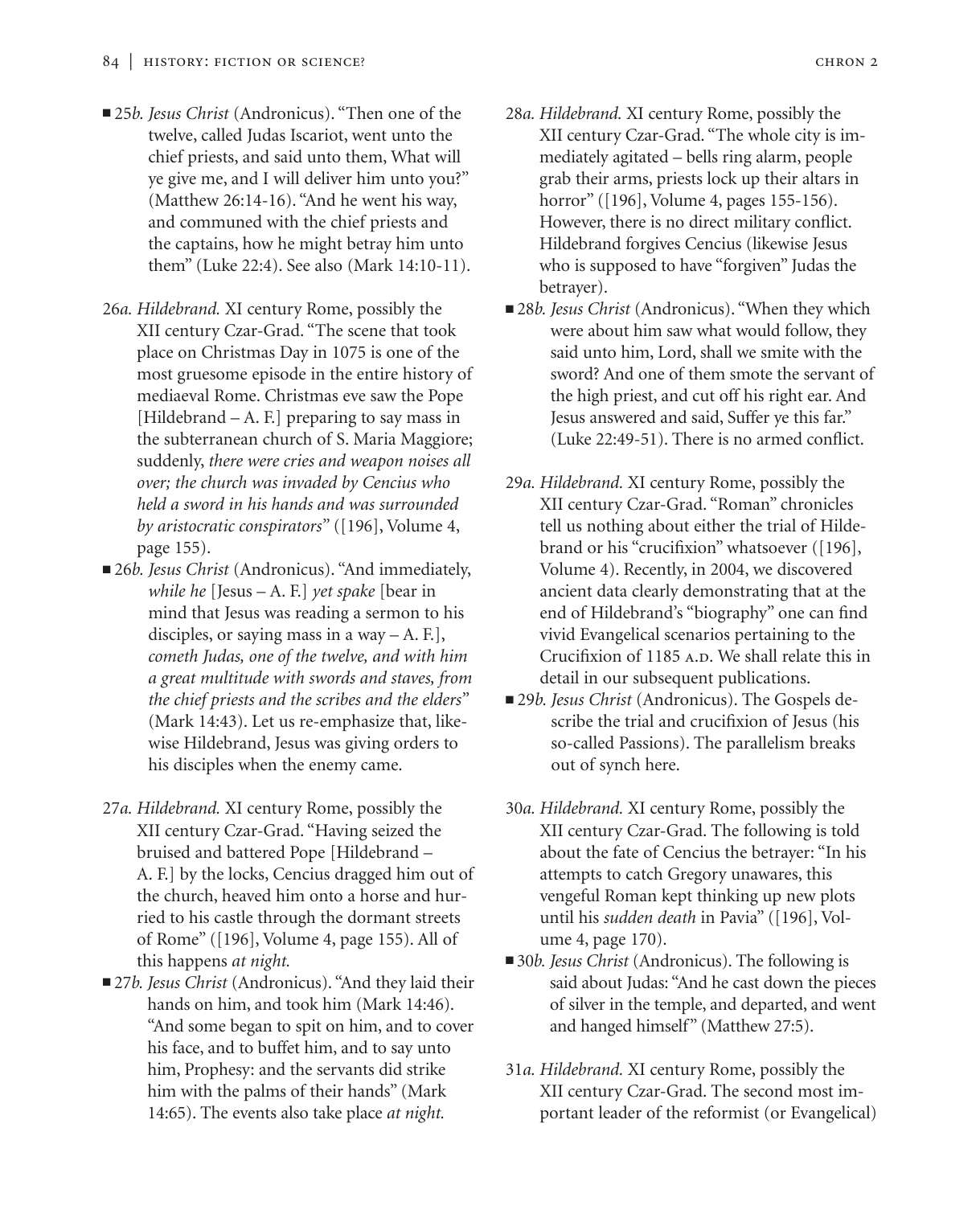■ 25*b. Jesus Christ* (Andronicus). "Then one of the twelve, called Judas Iscariot, went unto the chief priests, and said unto them, What will ye give me, and I will deliver him unto you?" (Matthew 26:14-16). "And he went his way, and communed with the chief priests and the captains, how he might betray him unto them" (Luke 22:4). See also (Mark 14:10-11).

26*a. Hildebrand.* XI century Rome, possibly the XII century Czar-Grad. "The scene that took place on Christmas Day in 1075 is one of the most gruesome episode in the entire history of mediaeval Rome. Christmas eve saw the Pope [Hildebrand – A. F.] preparing to say mass in the subterranean church of S. Maria Maggiore; suddenly, *there were cries and weapon noises all over; the church was invaded by Cencius who held a sword in his hands and was surrounded by aristocratic conspirators*" ([196], Volume 4, page 155).

■ 26*b. Jesus Christ* (Andronicus). "And immediately, *while he* [Jesus – A. F.] *yet spake* [bear in mind that Jesus was reading a sermon to his disciples, or saying mass in a way – A. F.], *cometh Judas, one of the twelve, and with him a great multitude with swords and staves, from the chief priests and the scribes and the elders*" (Mark 14:43). Let us re-emphasize that, likewise Hildebrand, Jesus was giving orders to his disciples when the enemy came.

27*a. Hildebrand.* XI century Rome, possibly the XII century Czar-Grad. "Having seized the bruised and battered Pope [Hildebrand – A. F.] by the locks, Cencius dragged him out of the church, heaved him onto a horse and hurried to his castle through the dormant streets of Rome" ([196], Volume 4, page 155). All of this happens *at night.*

■ 27*b. Jesus Christ* (Andronicus). "And they laid their hands on him, and took him (Mark 14:46). "And some began to spit on him, and to cover his face, and to buffet him, and to say unto him, Prophesy: and the servants did strike him with the palms of their hands" (Mark 14:65). The events also take place *at night.*

28*a. Hildebrand.* XI century Rome, possibly the XII century Czar-Grad. "The whole city is immediately agitated – bells ring alarm, people grab their arms, priests lock up their altars in horror" ([196], Volume 4, pages 155-156). However, there is no direct military conflict. Hildebrand forgives Cencius (likewise Jesus who is supposed to have "forgiven" Judas the betrayer).

■ 28*b. Jesus Christ* (Andronicus). "When they which were about him saw what would follow, they said unto him, Lord, shall we smite with the sword? And one of them smote the servant of the high priest, and cut off his right ear. And Jesus answered and said, Suffer ye this far." (Luke 22:49-51). There is no armed conflict.

29*a. Hildebrand.* XI century Rome, possibly the XII century Czar-Grad. "Roman" chronicles tell us nothing about either the trial of Hildebrand or his "crucifixion" whatsoever ([196], Volume 4). Recently, in 2004, we discovered ancient data clearly demonstrating that at the end of Hildebrand's "biography" one can find vivid Evangelical scenarios pertaining to the Crucifixion of 1185 A.D. We shall relate this in detail in our subsequent publications.

■ 29*b. Jesus Christ* (Andronicus). The Gospels describe the trial and crucifixion of Jesus (his so-called Passions). The parallelism breaks out of synch here.

30*a. Hildebrand.* XI century Rome, possibly the XII century Czar-Grad. The following is told about the fate of Cencius the betrayer: "In his attempts to catch Gregory unawares, this vengeful Roman kept thinking up new plots until his *sudden death* in Pavia" ([196], Volume 4, page 170).

■ 30*b. Jesus Christ* (Andronicus). The following is said about Judas: "And he cast down the pieces of silver in the temple, and departed, and went and hanged himself" (Matthew 27:5).

31*a. Hildebrand.* XI century Rome, possibly the XII century Czar-Grad. The second most important leader of the reformist (or Evangelical)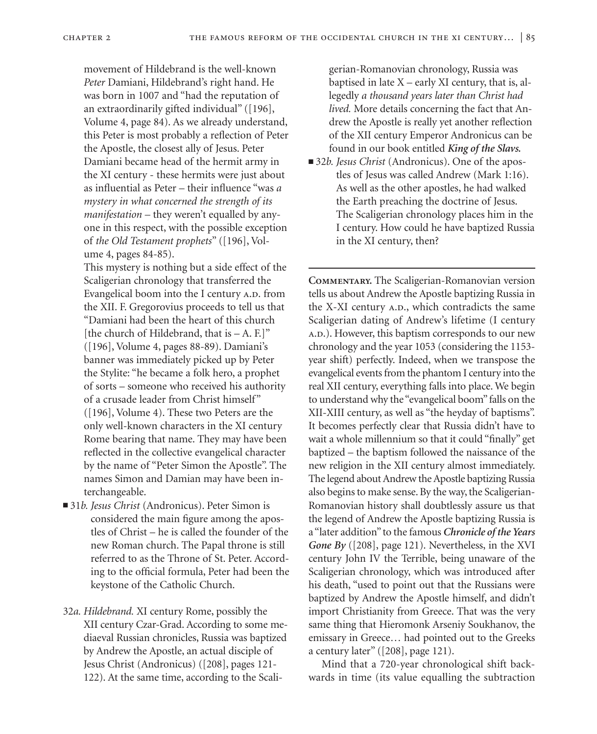movement of Hildebrand is the well-known *Peter* Damiani, Hildebrand's right hand. He was born in 1007 and "had the reputation of an extraordinarily gifted individual" ([196], Volume 4, page 84). As we already understand, this Peter is most probably a reflection of Peter the Apostle, the closest ally of Jesus. Peter Damiani became head of the hermit army in the XI century - these hermits were just about as influential as Peter – their influence "was *a mystery in what concerned the strength of its manifestation* – they weren't equalled by anyone in this respect, with the possible exception of *the Old Testament prophets*" ([196], Volume 4, pages 84-85).

This mystery is nothing but a side effect of the Scaligerian chronology that transferred the Evangelical boom into the I century A.D. from the XII. F. Gregorovius proceeds to tell us that "Damiani had been the heart of this church [the church of Hildebrand, that is – A. F.]" ([196], Volume 4, pages 88-89). Damiani's banner was immediately picked up by Peter the Stylite: "he became a folk hero, a prophet of sorts – someone who received his authority of a crusade leader from Christ himself" ([196], Volume 4). These two Peters are the only well-known characters in the XI century Rome bearing that name. They may have been reflected in the collective evangelical character by the name of "Peter Simon the Apostle". The names Simon and Damian may have been interchangeable.

- 31*b. Jesus Christ* (Andronicus). Peter Simon is considered the main figure among the apostles of Christ – he is called the founder of the new Roman church. The Papal throne is still referred to as the Throne of St. Peter. According to the official formula, Peter had been the keystone of the Catholic Church.

32*a. Hildebrand.* XI century Rome, possibly the XII century Czar-Grad. According to some mediaeval Russian chronicles, Russia was baptized by Andrew the Apostle, an actual disciple of Jesus Christ (Andronicus) ([208], pages 121-122). At the same time, according to the Scaligerian-Romanovian chronology, Russia was baptised in late X – early XI century, that is, allegedly *a thousand years later than Christ had lived.* More details concerning the fact that Andrew the Apostle is really yet another reflection of the XII century Emperor Andronicus can be found in our book entitled ***King of the Slavs.***

- 32*b. Jesus Christ* (Andronicus). One of the apostles of Jesus was called Andrew (Mark 1:16). As well as the other apostles, he had walked the Earth preaching the doctrine of Jesus. The Scaligerian chronology places him in the I century. How could he have baptized Russia in the XI century, then?

---

**Commentary.** The Scaligerian-Romanovian version tells us about Andrew the Apostle baptizing Russia in the X-XI century A.D., which contradicts the same Scaligerian dating of Andrew's lifetime (I century A.D.). However, this baptism corresponds to our new chronology and the year 1053 (considering the 1153-year shift) perfectly. Indeed, when we transpose the evangelical events from the phantom I century into the real XII century, everything falls into place. We begin to understand why the "evangelical boom" falls on the XII-XIII century, as well as "the heyday of baptisms". It becomes perfectly clear that Russia didn't have to wait a whole millennium so that it could "finally" get baptized – the baptism followed the naissance of the new religion in the XII century almost immediately. The legend about Andrew the Apostle baptizing Russia also begins to make sense. By the way, the Scaligerian-Romanovian history shall doubtlessly assure us that the legend of Andrew the Apostle baptizing Russia is a "later addition" to the famous ***Chronicle of the Years Gone By*** ([208], page 121). Nevertheless, in the XVI century John IV the Terrible, being unaware of the Scaligerian chronology, which was introduced after his death, "used to point out that the Russians were baptized by Andrew the Apostle himself, and didn't import Christianity from Greece. That was the very same thing that Hieromonk Arseniy Soukhanov, the emissary in Greece… had pointed out to the Greeks a century later" ([208], page 121).

Mind that a 720-year chronological shift backwards in time (its value equalling the subtraction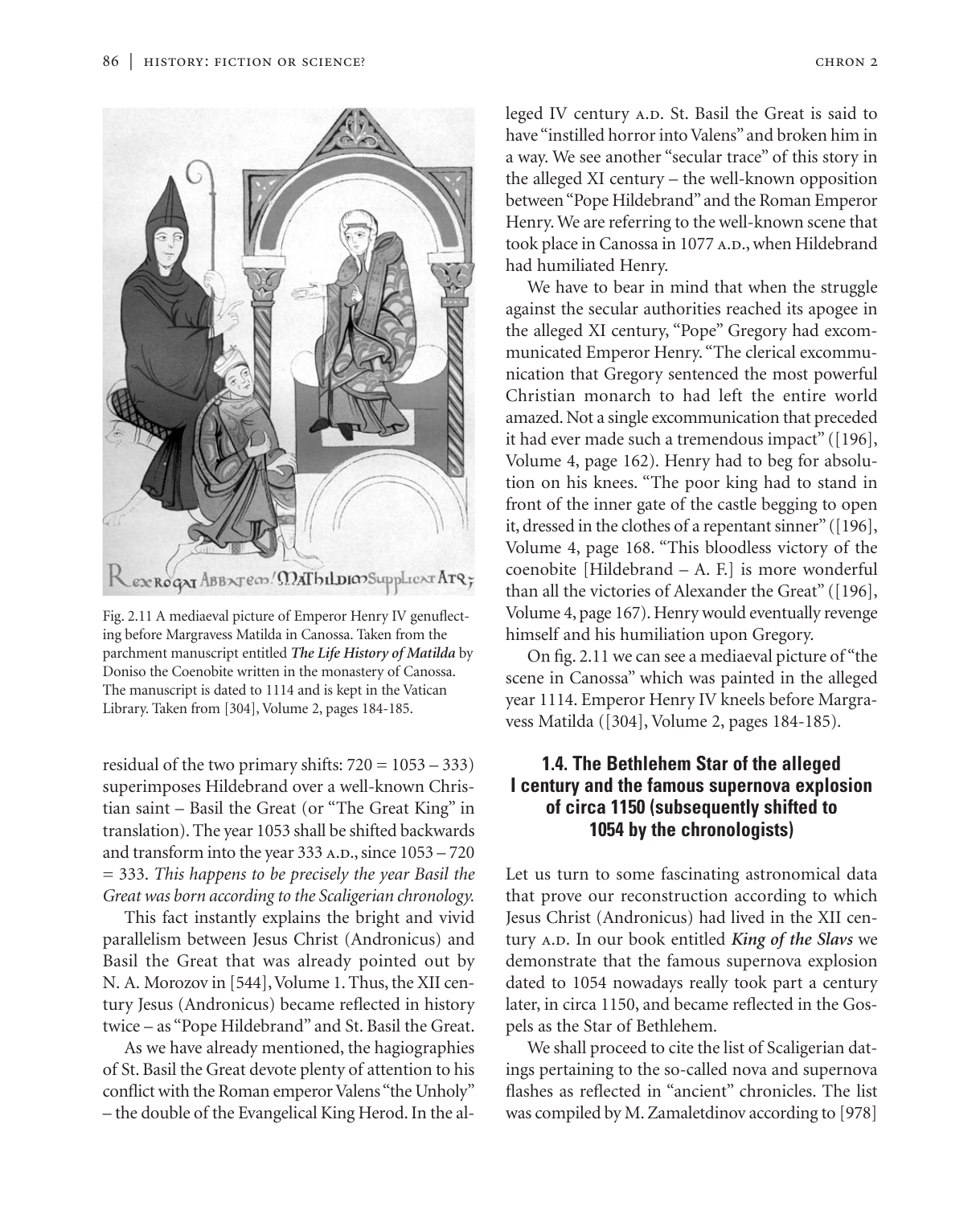Fig. 2.11 A mediaeval picture of Emperor Henry IV genuflecting before Margravess Matilda in Canossa. Taken from the parchment manuscript entitled ***The Life History of Matilda*** by Doniso the Coenobite written in the monastery of Canossa. The manuscript is dated to 1114 and is kept in the Vatican Library. Taken from [304], Volume 2, pages 184-185.

residual of the two primary shifts: 720 = 1053 – 333) superimposes Hildebrand over a well-known Christian saint – Basil the Great (or "The Great King" in translation). The year 1053 shall be shifted backwards and transform into the year 333 A.D., since 1053 – 720 = 333. *This happens to be precisely the year Basil the Great was born according to the Scaligerian chronology.*

This fact instantly explains the bright and vivid parallelism between Jesus Christ (Andronicus) and Basil the Great that was already pointed out by N. A. Morozov in [544], Volume 1. Thus, the XII century Jesus (Andronicus) became reflected in history twice – as "Pope Hildebrand" and St. Basil the Great.

As we have already mentioned, the hagiographies of St. Basil the Great devote plenty of attention to his conflict with the Roman emperor Valens "the Unholy" – the double of the Evangelical King Herod. In the alleged IV century A.D. St. Basil the Great is said to have "instilled horror into Valens" and broken him in a way. We see another "secular trace" of this story in the alleged XI century – the well-known opposition between "Pope Hildebrand" and the Roman Emperor Henry. We are referring to the well-known scene that took place in Canossa in 1077 A.D., when Hildebrand had humiliated Henry.

We have to bear in mind that when the struggle against the secular authorities reached its apogee in the alleged XI century, "Pope" Gregory had excommunicated Emperor Henry. "The clerical excommunication that Gregory sentenced the most powerful Christian monarch to had left the entire world amazed. Not a single excommunication that preceded it had ever made such a tremendous impact" ([196], Volume 4, page 162). Henry had to beg for absolution on his knees. "The poor king had to stand in front of the inner gate of the castle begging to open it, dressed in the clothes of a repentant sinner" ([196], Volume 4, page 168. "This bloodless victory of the coenobite [Hildebrand – A. F.] is more wonderful than all the victories of Alexander the Great" ([196], Volume 4, page 167). Henry would eventually revenge himself and his humiliation upon Gregory.

On fig. 2.11 we can see a mediaeval picture of "the scene in Canossa" which was painted in the alleged year 1114. Emperor Henry IV kneels before Margravess Matilda ([304], Volume 2, pages 184-185).

### 1.4. The Bethlehem Star of the alleged I century and the famous supernova explosion of circa 1150 (subsequently shifted to 1054 by the chronologists)

Let us turn to some fascinating astronomical data that prove our reconstruction according to which Jesus Christ (Andronicus) had lived in the XII century A.D. In our book entitled ***King of the Slavs*** we demonstrate that the famous supernova explosion dated to 1054 nowadays really took part a century later, in circa 1150, and became reflected in the Gospels as the Star of Bethlehem.

We shall proceed to cite the list of Scaligerian datings pertaining to the so-called nova and supernova flashes as reflected in "ancient" chronicles. The list was compiled by M. Zamaletdinov according to [978]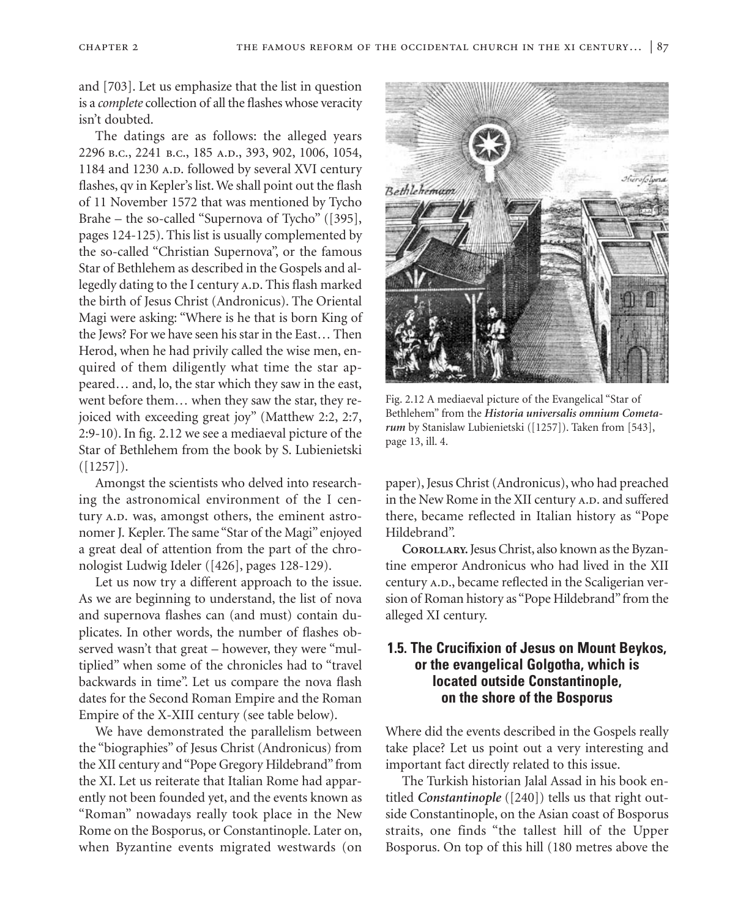and [703]. Let us emphasize that the list in question is a *complete* collection of all the flashes whose veracity isn't doubted.

The datings are as follows: the alleged years 2296 B.C., 2241 B.C., 185 A.D., 393, 902, 1006, 1054, 1184 and 1230 A.D. followed by several XVI century flashes, qv in Kepler's list. We shall point out the flash of 11 November 1572 that was mentioned by Tycho Brahe – the so-called "Supernova of Tycho" ([395], pages 124-125). This list is usually complemented by the so-called "Christian Supernova", or the famous Star of Bethlehem as described in the Gospels and allegedly dating to the I century A.D. This flash marked the birth of Jesus Christ (Andronicus). The Oriental Magi were asking: "Where is he that is born King of the Jews? For we have seen his star in the East… Then Herod, when he had privily called the wise men, enquired of them diligently what time the star appeared… and, lo, the star which they saw in the east, went before them… when they saw the star, they rejoiced with exceeding great joy" (Matthew 2:2, 2:7, 2:9-10). In fig. 2.12 we see a mediaeval picture of the Star of Bethlehem from the book by S. Lubienietski ([1257]).

Amongst the scientists who delved into researching the astronomical environment of the I century A.D. was, amongst others, the eminent astronomer J. Kepler. The same "Star of the Magi" enjoyed a great deal of attention from the part of the chronologist Ludwig Ideler ([426], pages 128-129).

Let us now try a different approach to the issue. As we are beginning to understand, the list of nova and supernova flashes can (and must) contain duplicates. In other words, the number of flashes observed wasn't that great – however, they were "multiplied" when some of the chronicles had to "travel backwards in time". Let us compare the nova flash dates for the Second Roman Empire and the Roman Empire of the X-XIII century (see table below).

We have demonstrated the parallelism between the "biographies" of Jesus Christ (Andronicus) from the XII century and "Pope Gregory Hildebrand" from the XI. Let us reiterate that Italian Rome had apparently not been founded yet, and the events known as "Roman" nowadays really took place in the New Rome on the Bosporus, or Constantinople. Later on, when Byzantine events migrated westwards (on

Fig. 2.12 A mediaeval picture of the Evangelical "Star of Bethlehem" from the ***Historia universalis omnium Cometarum*** by Stanislaw Lubienietski ([1257]). Taken from [543], page 13, ill. 4.

paper), Jesus Christ (Andronicus), who had preached in the New Rome in the XII century A.D. and suffered there, became reflected in Italian history as "Pope Hildebrand".

**Corollary.** Jesus Christ, also known as the Byzantine emperor Andronicus who had lived in the XII century A.D., became reflected in the Scaligerian version of Roman history as "Pope Hildebrand" from the alleged XI century.

### 1.5. The Crucifixion of Jesus on Mount Beykos, or the evangelical Golgotha, which is located outside Constantinople, on the shore of the Bosporus

Where did the events described in the Gospels really take place? Let us point out a very interesting and important fact directly related to this issue.

The Turkish historian Jalal Assad in his book entitled *Constantinople* ([240]) tells us that right outside Constantinople, on the Asian coast of Bosporus straits, one finds "the tallest hill of the Upper Bosporus. On top of this hill (180 metres above the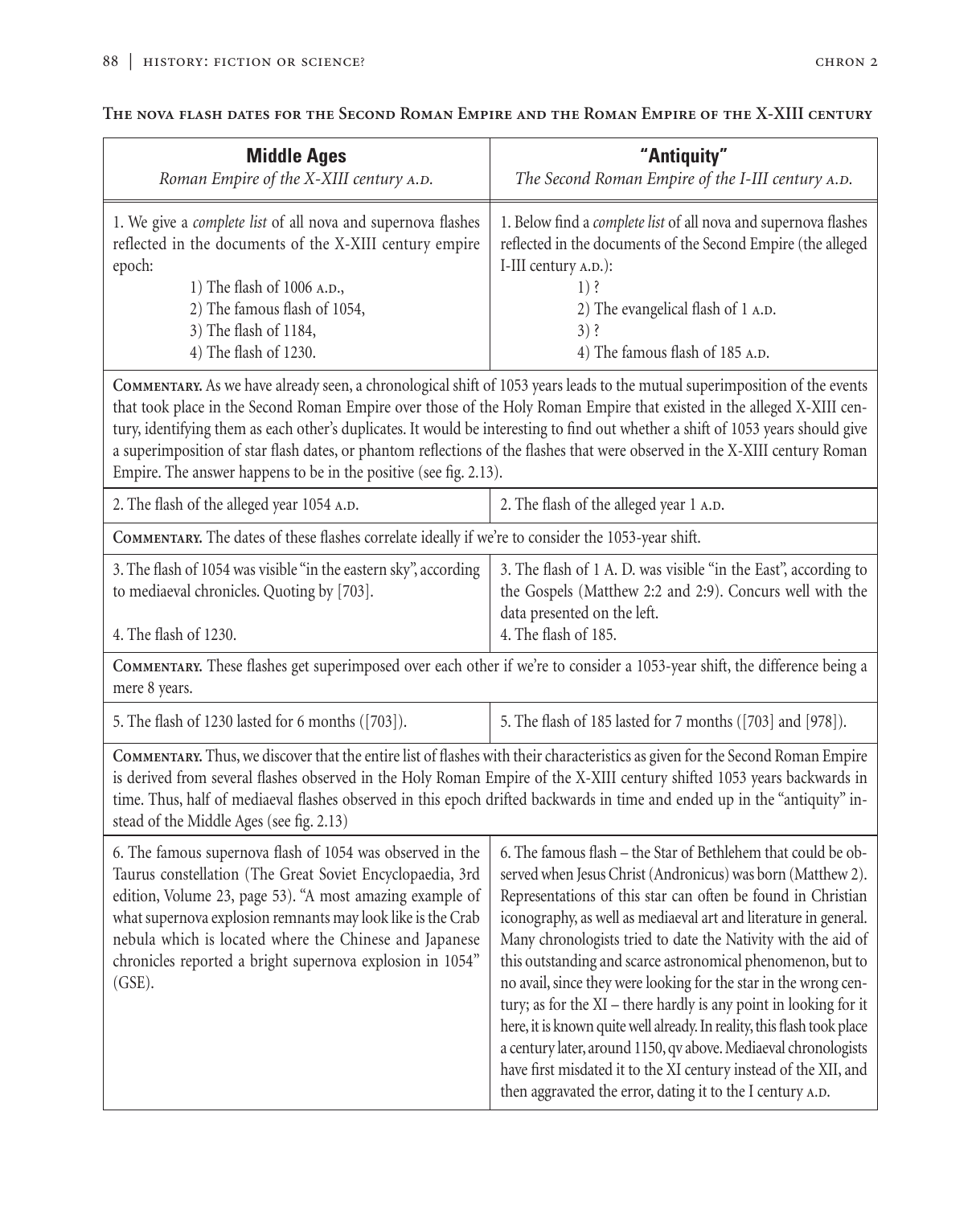### The nova flash dates for the Second Roman Empire and the Roman Empire of the X-XIII century

| **Middle Ages**<br>*Roman Empire of the X-XIII century A.D.* | **"Antiquity"**<br>*The Second Roman Empire of the I-III century A.D.* |
|---|---|
| 1. We give a *complete list* of all nova and supernova flashes reflected in the documents of the X-XIII century empire epoch:<br>1) The flash of 1006 A.D.,<br>2) The famous flash of 1054,<br>3) The flash of 1184,<br>4) The flash of 1230. | 1. Below find a *complete list* of all nova and supernova flashes reflected in the documents of the Second Empire (the alleged I-III century A.D.):<br>1) ?<br>2) The evangelical flash of 1 A.D.<br>3) ?<br>4) The famous flash of 185 A.D. |
| **Commentary.** As we have already seen, a chronological shift of 1053 years leads to the mutual superimposition of the events that took place in the Second Roman Empire over those of the Holy Roman Empire that existed in the alleged X-XIII century, identifying them as each other's duplicates. It would be interesting to find out whether a shift of 1053 years should give a superimposition of star flash dates, or phantom reflections of the flashes that were observed in the X-XIII century Roman Empire. The answer happens to be in the positive (see fig. 2.13). | |
| 2. The flash of the alleged year 1054 A.D. | 2. The flash of the alleged year 1 A.D. |
| **Commentary.** The dates of these flashes correlate ideally if we're to consider the 1053-year shift. | |
| 3. The flash of 1054 was visible "in the eastern sky", according to mediaeval chronicles. Quoting by [703]. | 3. The flash of 1 A. D. was visible "in the East", according to the Gospels (Matthew 2:2 and 2:9). Concurs well with the data presented on the left. |
| 4. The flash of 1230. | 4. The flash of 185. |
| **Commentary.** These flashes get superimposed over each other if we're to consider a 1053-year shift, the difference being a mere 8 years. | |
| 5. The flash of 1230 lasted for 6 months ([703]). | 5. The flash of 185 lasted for 7 months ([703] and [978]). |
| **Commentary.** Thus, we discover that the entire list of flashes with their characteristics as given for the Second Roman Empire is derived from several flashes observed in the Holy Roman Empire of the X-XIII century shifted 1053 years backwards in time. Thus, half of mediaeval flashes observed in this epoch drifted backwards in time and ended up in the "antiquity" instead of the Middle Ages (see fig. 2.13) | |
| 6. The famous supernova flash of 1054 was observed in the Taurus constellation (The Great Soviet Encyclopaedia, 3rd edition, Volume 23, page 53). "A most amazing example of what supernova explosion remnants may look like is the Crab nebula which is located where the Chinese and Japanese chronicles reported a bright supernova explosion in 1054" (GSE). | 6. The famous flash – the Star of Bethlehem that could be observed when Jesus Christ (Andronicus) was born (Matthew 2). Representations of this star can often be found in Christian iconography, as well as mediaeval art and literature in general. Many chronologists tried to date the Nativity with the aid of this outstanding and scarce astronomical phenomenon, but to no avail, since they were looking for the star in the wrong century; as for the XI – there hardly is any point in looking for it here, it is known quite well already. In reality, this flash took place a century later, around 1150, qv above. Mediaeval chronologists have first misdated it to the XI century instead of the XII, and then aggravated the error, dating it to the I century A.D. |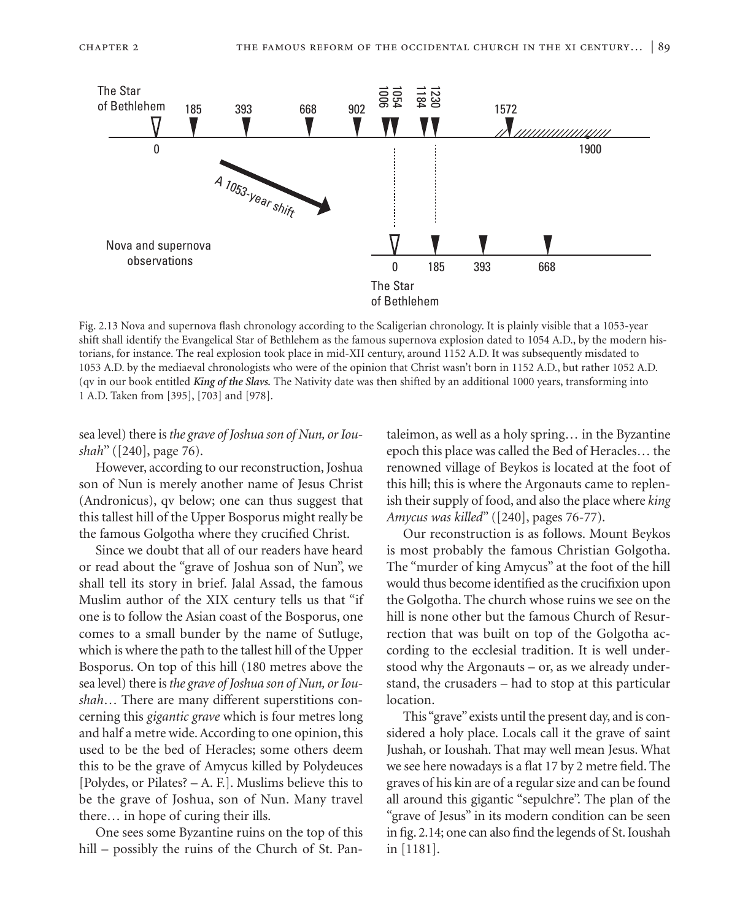The Star
of Bethlehem
185
393
668
902
1006
1054
1184
1230
1572
0
1900
A 1053-year shift
Nova and supernova
observations
0
185
393
668
The Star
of Bethlehem

Fig. 2.13 Nova and supernova flash chronology according to the Scaligerian chronology. It is plainly visible that a 1053-year shift shall identify the Evangelical Star of Bethlehem as the famous supernova explosion dated to 1054 A.D., by the modern historians, for instance. The real explosion took place in mid-XII century, around 1152 A.D. It was subsequently misdated to 1053 A.D. by the mediaeval chronologists who were of the opinion that Christ wasn't born in 1152 A.D., but rather 1052 A.D. (qv in our book entitled ***King of the Slavs.*** The Nativity date was then shifted by an additional 1000 years, transforming into 1 A.D. Taken from [395], [703] and [978].

sea level) there is *the grave of Joshua son of Nun, or Ioushah*" ([240], page 76).

However, according to our reconstruction, Joshua son of Nun is merely another name of Jesus Christ (Andronicus), qv below; one can thus suggest that this tallest hill of the Upper Bosporus might really be the famous Golgotha where they crucified Christ.

Since we doubt that all of our readers have heard or read about the "grave of Joshua son of Nun", we shall tell its story in brief. Jalal Assad, the famous Muslim author of the XIX century tells us that "if one is to follow the Asian coast of the Bosporus, one comes to a small bunder by the name of Sutluge, which is where the path to the tallest hill of the Upper Bosporus. On top of this hill (180 metres above the sea level) there is *the grave of Joshua son of Nun, or Ioushah*… There are many different superstitions concerning this *gigantic grave* which is four metres long and half a metre wide. According to one opinion, this used to be the bed of Heracles; some others deem this to be the grave of Amycus killed by Polydeuces [Polydes, or Pilates? – A. F.]. Muslims believe this to be the grave of Joshua, son of Nun. Many travel there… in hope of curing their ills.

One sees some Byzantine ruins on the top of this hill – possibly the ruins of the Church of St. Pantaleimon, as well as a holy spring… in the Byzantine epoch this place was called the Bed of Heracles… the renowned village of Beykos is located at the foot of this hill; this is where the Argonauts came to replenish their supply of food, and also the place where *king Amycus was killed*" ([240], pages 76-77).

Our reconstruction is as follows. Mount Beykos is most probably the famous Christian Golgotha. The "murder of king Amycus" at the foot of the hill would thus become identified as the crucifixion upon the Golgotha. The church whose ruins we see on the hill is none other but the famous Church of Resurrection that was built on top of the Golgotha according to the ecclesial tradition. It is well understood why the Argonauts – or, as we already understand, the crusaders – had to stop at this particular location.

This "grave" exists until the present day, and is considered a holy place. Locals call it the grave of saint Jushah, or Ioushah. That may well mean Jesus. What we see here nowadays is a flat 17 by 2 metre field. The graves of his kin are of a regular size and can be found all around this gigantic "sepulchre". The plan of the "grave of Jesus" in its modern condition can be seen in fig. 2.14; one can also find the legends of St. Ioushah in [1181].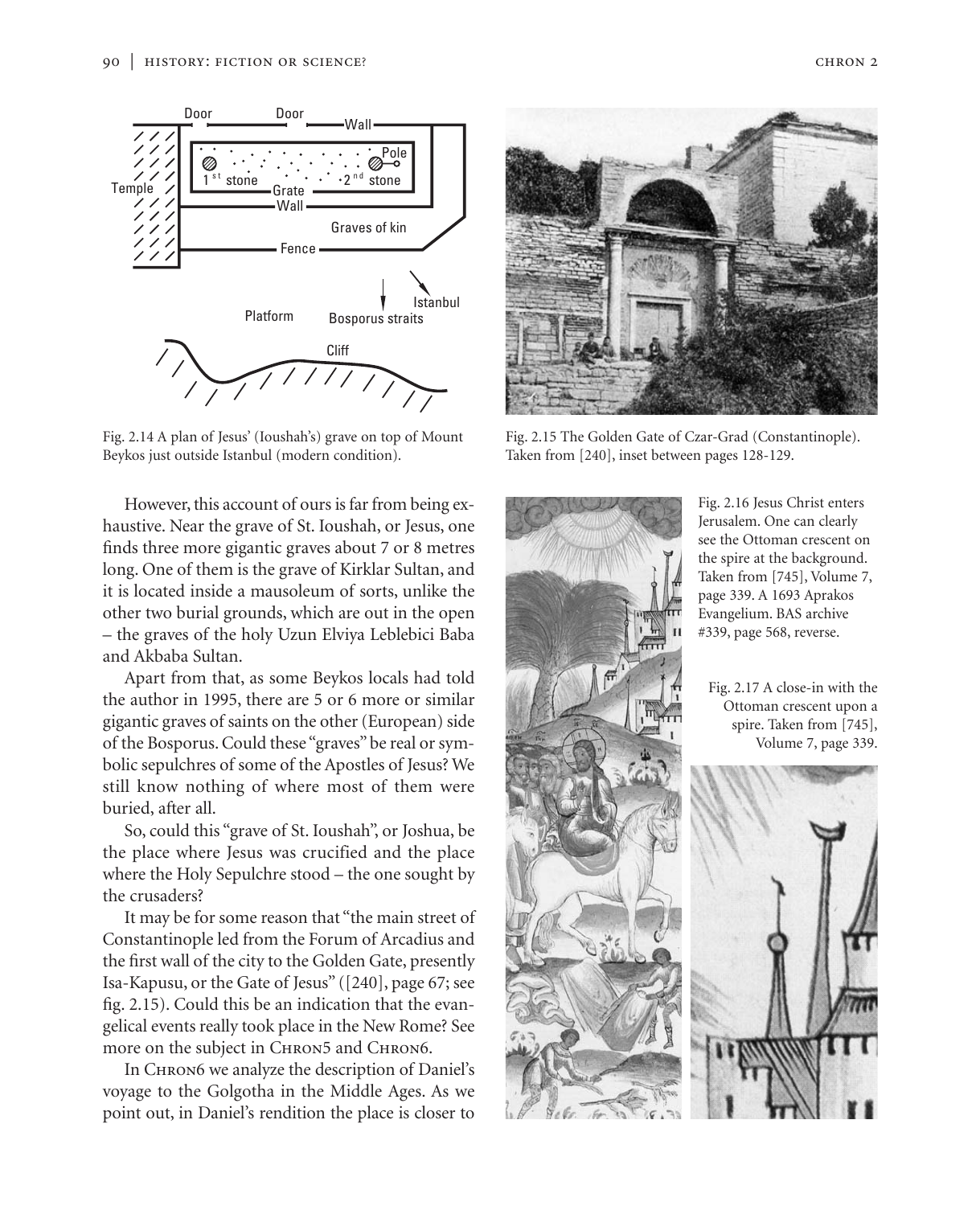Fig. 2.14 A plan of Jesus' (Ioushah's) grave on top of Mount Beykos just outside Istanbul (modern condition).

Fig. 2.15 The Golden Gate of Czar-Grad (Constantinople). Taken from [240], inset between pages 128-129.

However, this account of ours is far from being exhaustive. Near the grave of St. Ioushah, or Jesus, one finds three more gigantic graves about 7 or 8 metres long. One of them is the grave of Kirklar Sultan, and it is located inside a mausoleum of sorts, unlike the other two burial grounds, which are out in the open – the graves of the holy Uzun Elviya Leblebici Baba and Akbaba Sultan.

Apart from that, as some Beykos locals had told the author in 1995, there are 5 or 6 more or similar gigantic graves of saints on the other (European) side of the Bosporus. Could these "graves" be real or symbolic sepulchres of some of the Apostles of Jesus? We still know nothing of where most of them were buried, after all.

So, could this "grave of St. Ioushah", or Joshua, be the place where Jesus was crucified and the place where the Holy Sepulchre stood – the one sought by the crusaders?

It may be for some reason that "the main street of Constantinople led from the Forum of Arcadius and the first wall of the city to the Golden Gate, presently Isa-Kapusu, or the Gate of Jesus" ([240], page 67; see fig. 2.15). Could this be an indication that the evangelical events really took place in the New Rome? See more on the subject in Chron5 and Chron6.

In Chron6 we analyze the description of Daniel's voyage to the Golgotha in the Middle Ages. As we point out, in Daniel's rendition the place is closer to

Fig. 2.16 Jesus Christ enters Jerusalem. One can clearly see the Ottoman crescent on the spire at the background. Taken from [745], Volume 7, page 339. A 1693 Aprakos Evangelium. BAS archive #339, page 568, reverse.

Fig. 2.17 A close-in with the Ottoman crescent upon a spire. Taken from [745], Volume 7, page 339.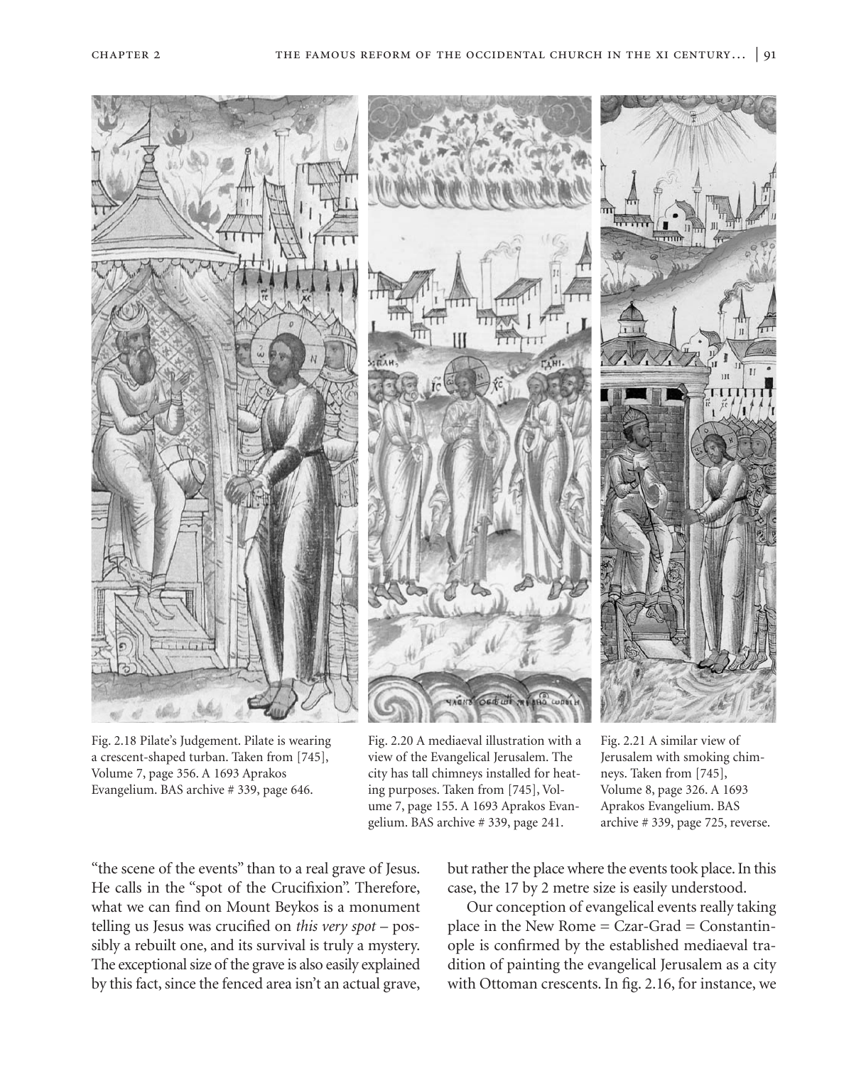Fig. 2.18 Pilate's Judgement. Pilate is wearing a crescent-shaped turban. Taken from [745], Volume 7, page 356. A 1693 Aprakos Evangelium. BAS archive # 339, page 646.

Fig. 2.20 A mediaeval illustration with a view of the Evangelical Jerusalem. The city has tall chimneys installed for heating purposes. Taken from [745], Volume 7, page 155. A 1693 Aprakos Evangelium. BAS archive # 339, page 241.

Fig. 2.21 A similar view of Jerusalem with smoking chimneys. Taken from [745], Volume 8, page 326. A 1693 Aprakos Evangelium. BAS archive # 339, page 725, reverse.

"the scene of the events" than to a real grave of Jesus. He calls in the "spot of the Crucifixion". Therefore, what we can find on Mount Beykos is a monument telling us Jesus was crucified on *this very spot* – possibly a rebuilt one, and its survival is truly a mystery. The exceptional size of the grave is also easily explained by this fact, since the fenced area isn't an actual grave, but rather the place where the events took place. In this case, the 17 by 2 metre size is easily understood.

Our conception of evangelical events really taking place in the New Rome = Czar-Grad = Constantinople is confirmed by the established mediaeval tradition of painting the evangelical Jerusalem as a city with Ottoman crescents. In fig. 2.16, for instance, we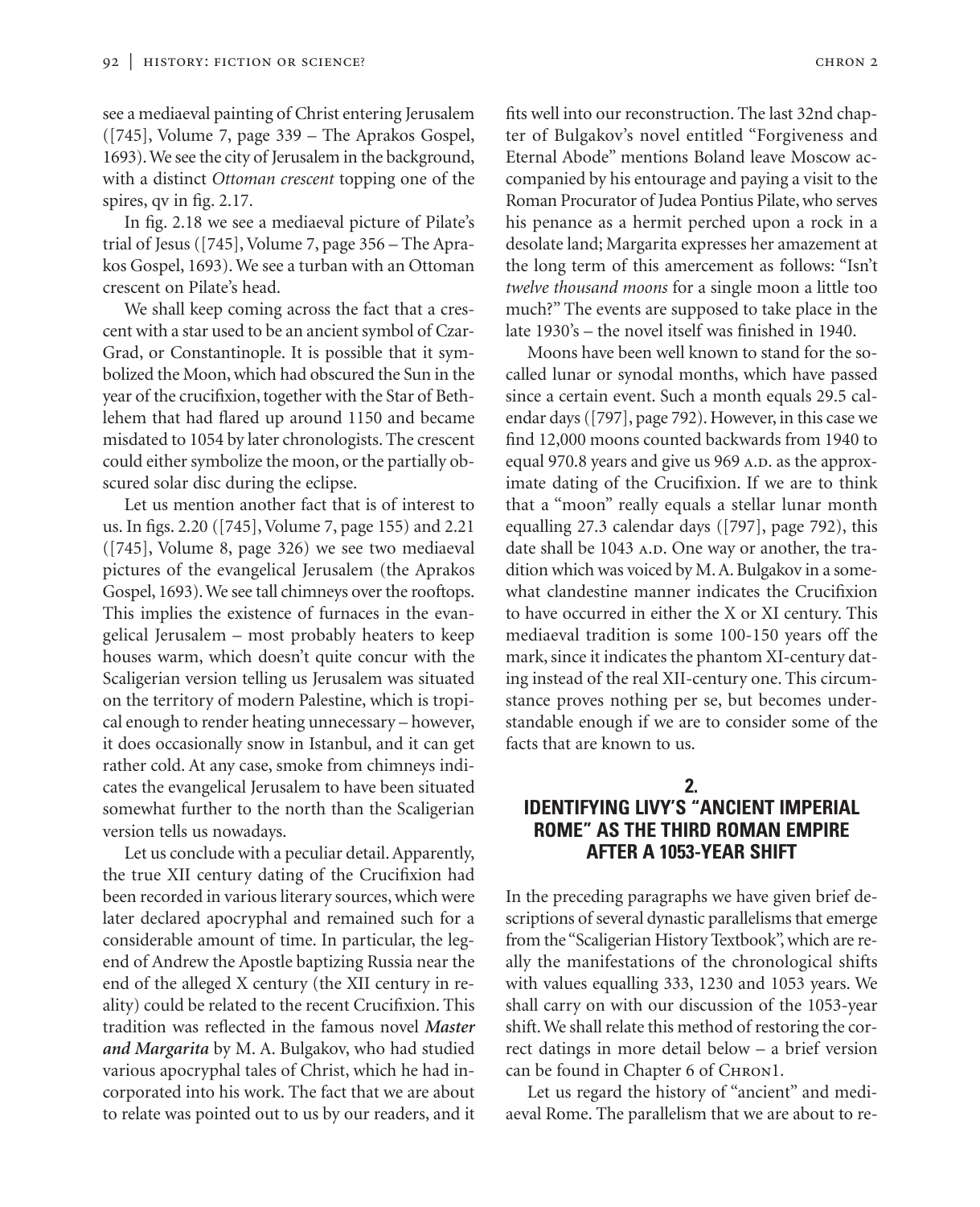see a mediaeval painting of Christ entering Jerusalem ([745], Volume 7, page 339 – The Aprakos Gospel, 1693). We see the city of Jerusalem in the background, with a distinct *Ottoman crescent* topping one of the spires, qv in fig. 2.17.

In fig. 2.18 we see a mediaeval picture of Pilate's trial of Jesus ([745], Volume 7, page 356 – The Aprakos Gospel, 1693). We see a turban with an Ottoman crescent on Pilate's head.

We shall keep coming across the fact that a crescent with a star used to be an ancient symbol of Czar-Grad, or Constantinople. It is possible that it symbolized the Moon, which had obscured the Sun in the year of the crucifixion, together with the Star of Bethlehem that had flared up around 1150 and became misdated to 1054 by later chronologists. The crescent could either symbolize the moon, or the partially obscured solar disc during the eclipse.

Let us mention another fact that is of interest to us. In figs. 2.20 ([745], Volume 7, page 155) and 2.21 ([745], Volume 8, page 326) we see two mediaeval pictures of the evangelical Jerusalem (the Aprakos Gospel, 1693). We see tall chimneys over the rooftops. This implies the existence of furnaces in the evangelical Jerusalem – most probably heaters to keep houses warm, which doesn't quite concur with the Scaligerian version telling us Jerusalem was situated on the territory of modern Palestine, which is tropical enough to render heating unnecessary – however, it does occasionally snow in Istanbul, and it can get rather cold. At any case, smoke from chimneys indicates the evangelical Jerusalem to have been situated somewhat further to the north than the Scaligerian version tells us nowadays.

Let us conclude with a peculiar detail. Apparently, the true XII century dating of the Crucifixion had been recorded in various literary sources, which were later declared apocryphal and remained such for a considerable amount of time. In particular, the legend of Andrew the Apostle baptizing Russia near the end of the alleged X century (the XII century in reality) could be related to the recent Crucifixion. This tradition was reflected in the famous novel ***Master and Margarita*** by M. A. Bulgakov, who had studied various apocryphal tales of Christ, which he had incorporated into his work. The fact that we are about to relate was pointed out to us by our readers, and it fits well into our reconstruction. The last 32nd chapter of Bulgakov's novel entitled "Forgiveness and Eternal Abode" mentions Boland leave Moscow accompanied by his entourage and paying a visit to the Roman Procurator of Judea Pontius Pilate, who serves his penance as a hermit perched upon a rock in a desolate land; Margarita expresses her amazement at the long term of this amercement as follows: "Isn't *twelve thousand moons* for a single moon a little too much?" The events are supposed to take place in the late 1930's – the novel itself was finished in 1940.

Moons have been well known to stand for the so-called lunar or synodal months, which have passed since a certain event. Such a month equals 29.5 calendar days ([797], page 792). However, in this case we find 12,000 moons counted backwards from 1940 to equal 970.8 years and give us 969 A.D. as the approximate dating of the Crucifixion. If we are to think that a "moon" really equals a stellar lunar month equalling 27.3 calendar days ([797], page 792), this date shall be 1043 A.D. One way or another, the tradition which was voiced by M. A. Bulgakov in a somewhat clandestine manner indicates the Crucifixion to have occurred in either the X or XI century. This mediaeval tradition is some 100-150 years off the mark, since it indicates the phantom XI-century dating instead of the real XII-century one. This circumstance proves nothing per se, but becomes understandable enough if we are to consider some of the facts that are known to us.

## 2. IDENTIFYING LIVY'S "ANCIENT IMPERIAL ROME" AS THE THIRD ROMAN EMPIRE AFTER A 1053-YEAR SHIFT

In the preceding paragraphs we have given brief descriptions of several dynastic parallelisms that emerge from the "Scaligerian History Textbook", which are really the manifestations of the chronological shifts with values equalling 333, 1230 and 1053 years. We shall carry on with our discussion of the 1053-year shift. We shall relate this method of restoring the correct datings in more detail below – a brief version can be found in Chapter 6 of CHRON1.

Let us regard the history of "ancient" and mediaeval Rome. The parallelism that we are about to re-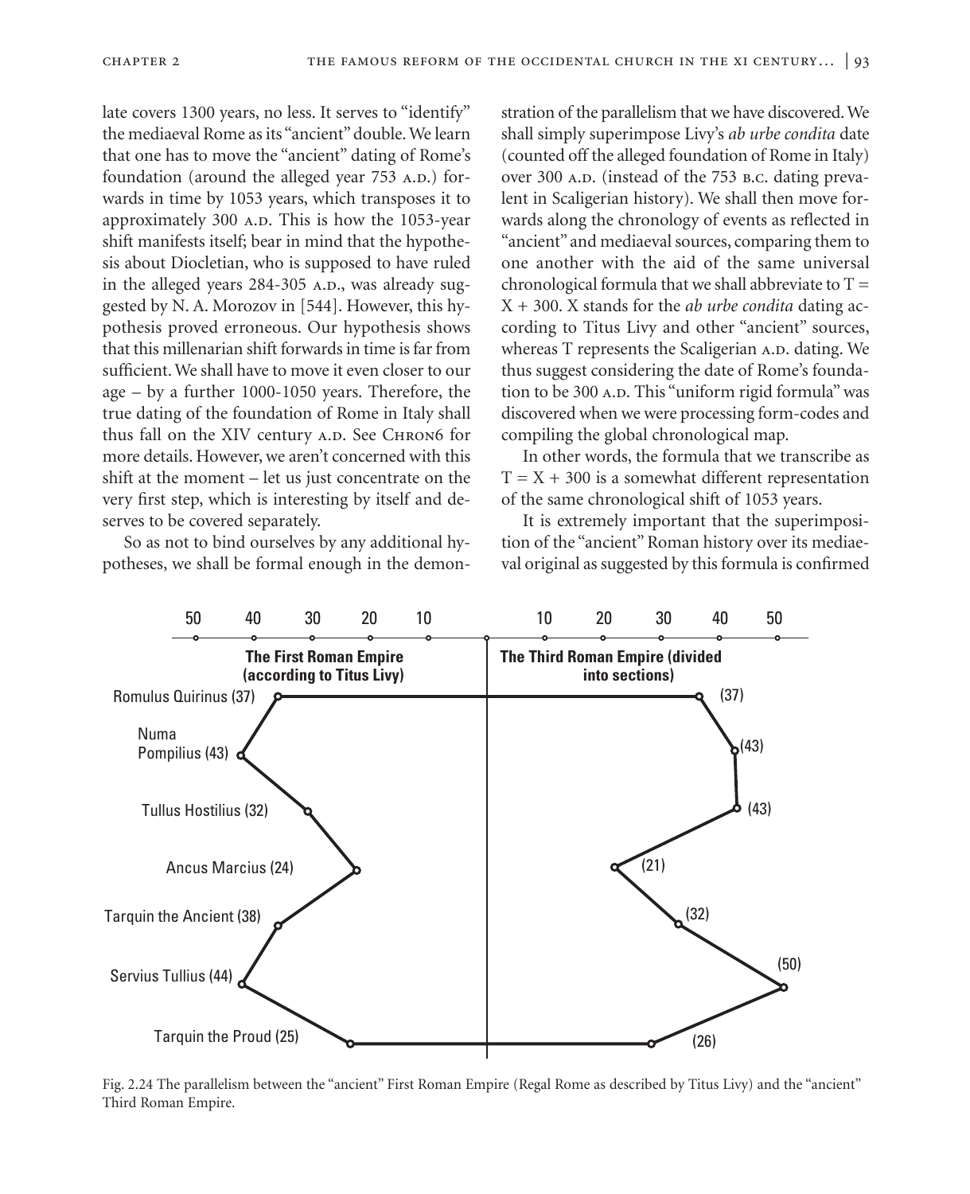late covers 1300 years, no less. It serves to "identify" the mediaeval Rome as its "ancient" double. We learn that one has to move the "ancient" dating of Rome's foundation (around the alleged year 753 A.D.) forwards in time by 1053 years, which transposes it to approximately 300 A.D. This is how the 1053-year shift manifests itself; bear in mind that the hypothesis about Diocletian, who is supposed to have ruled in the alleged years 284-305 A.D., was already suggested by N. A. Morozov in [544]. However, this hypothesis proved erroneous. Our hypothesis shows that this millenarian shift forwards in time is far from sufficient. We shall have to move it even closer to our age – by a further 1000-1050 years. Therefore, the true dating of the foundation of Rome in Italy shall thus fall on the XIV century A.D. See CHRON6 for more details. However, we aren't concerned with this shift at the moment – let us just concentrate on the very first step, which is interesting by itself and deserves to be covered separately.

So as not to bind ourselves by any additional hypotheses, we shall be formal enough in the demonstration of the parallelism that we have discovered. We shall simply superimpose Livy's *ab urbe condita* date (counted off the alleged foundation of Rome in Italy) over 300 A.D. (instead of the 753 B.C. dating prevalent in Scaligerian history). We shall then move forwards along the chronology of events as reflected in "ancient" and mediaeval sources, comparing them to one another with the aid of the same universal chronological formula that we shall abbreviate to $T = X + 300$. X stands for the *ab urbe condita* dating according to Titus Livy and other "ancient" sources, whereas T represents the Scaligerian A.D. dating. We thus suggest considering the date of Rome's foundation to be 300 A.D. This "uniform rigid formula" was discovered when we were processing form-codes and compiling the global chronological map.

In other words, the formula that we transcribe as $T = X + 300$ is a somewhat different representation of the same chronological shift of 1053 years.

It is extremely important that the superimposition of the "ancient" Roman history over its mediaeval original as suggested by this formula is confirmed

| The First Roman Empire (according to Titus Livy) | The Third Roman Empire (divided into sections) |
|---|---|
| Romulus Quirinus (37) | (37) |
| Numa Pompilius (43) | (43) |
| Tullus Hostilius (32) | (43) |
| Ancus Marcius (24) | (21) |
| Tarquin the Ancient (38) | (32) |
| Servius Tullius (44) | (50) |
| Tarquin the Proud (25) | (26) |

Fig. 2.24 The parallelism between the "ancient" First Roman Empire (Regal Rome as described by Titus Livy) and the "ancient" Third Roman Empire.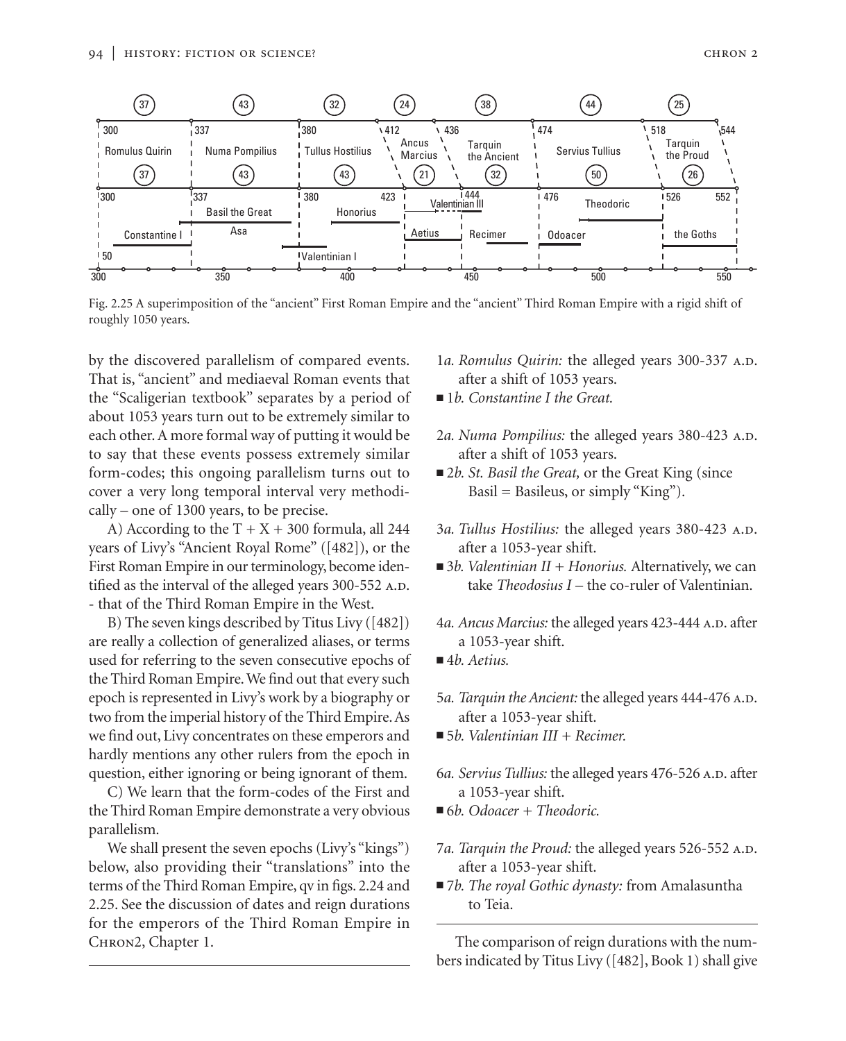Fig. 2.25 A superimposition of the "ancient" First Roman Empire and the "ancient" Third Roman Empire with a rigid shift of roughly 1050 years.

by the discovered parallelism of compared events. That is, "ancient" and mediaeval Roman events that the "Scaligerian textbook" separates by a period of about 1053 years turn out to be extremely similar to each other. A more formal way of putting it would be to say that these events possess extremely similar form-codes; this ongoing parallelism turns out to cover a very long temporal interval very methodically – one of 1300 years, to be precise.

A) According to the T + X + 300 formula, all 244 years of Livy's "Ancient Royal Rome" ([482]), or the First Roman Empire in our terminology, become identified as the interval of the alleged years 300-552 A.D. - that of the Third Roman Empire in the West.

B) The seven kings described by Titus Livy ([482]) are really a collection of generalized aliases, or terms used for referring to the seven consecutive epochs of the Third Roman Empire. We find out that every such epoch is represented in Livy's work by a biography or two from the imperial history of the Third Empire. As we find out, Livy concentrates on these emperors and hardly mentions any other rulers from the epoch in question, either ignoring or being ignorant of them.

C) We learn that the form-codes of the First and the Third Roman Empire demonstrate a very obvious parallelism.

We shall present the seven epochs (Livy's "kings") below, also providing their "translations" into the terms of the Third Roman Empire, qv in figs. 2.24 and 2.25. See the discussion of dates and reign durations for the emperors of the Third Roman Empire in CHRON2, Chapter 1.

1*a. Romulus Quirin:* the alleged years 300-337 A.D. after a shift of 1053 years.

■ 1*b. Constantine I the Great.*

2*a. Numa Pompilius:* the alleged years 380-423 A.D. after a shift of 1053 years.

■ 2*b. St. Basil the Great,* or the Great King (since Basil = Basileus, or simply "King").

3*a. Tullus Hostilius:* the alleged years 380-423 A.D. after a 1053-year shift.

■ 3*b. Valentinian II + Honorius.* Alternatively, we can take *Theodosius I* – the co-ruler of Valentinian.

4*a. Ancus Marcius:* the alleged years 423-444 A.D. after a 1053-year shift.

■ 4*b. Aetius.*

5*a. Tarquin the Ancient:* the alleged years 444-476 A.D. after a 1053-year shift.

■ 5*b. Valentinian III + Recimer.*

6*a. Servius Tullius:* the alleged years 476-526 A.D. after a 1053-year shift.

■ 6*b. Odoacer + Theodoric.*

7*a. Tarquin the Proud:* the alleged years 526-552 A.D. after a 1053-year shift.

■ 7*b. The royal Gothic dynasty:* from Amalasuntha to Teia.

The comparison of reign durations with the numbers indicated by Titus Livy ([482], Book 1) shall give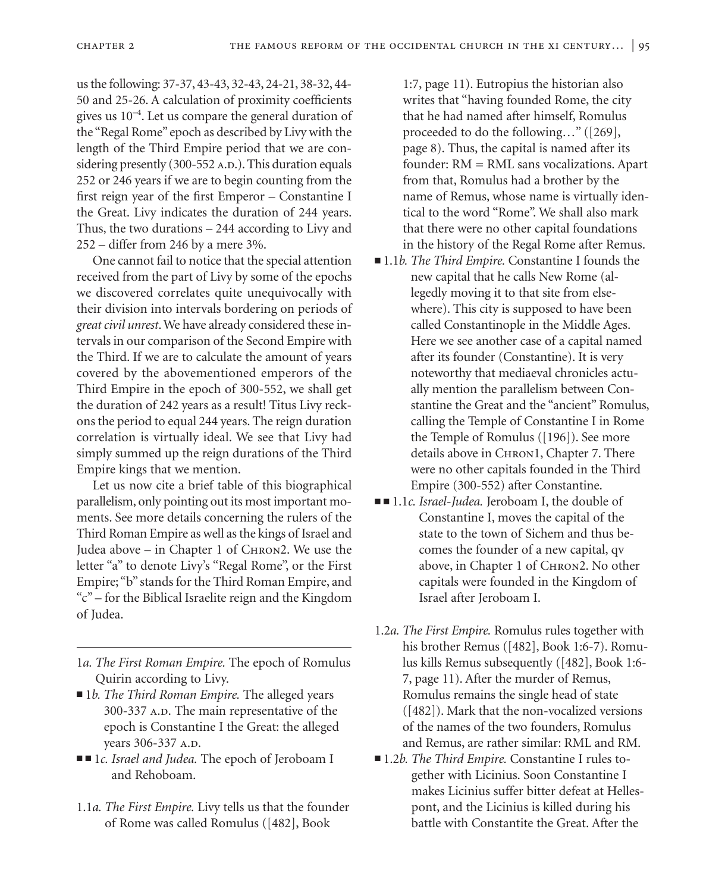us the following: 37-37, 43-43, 32-43, 24-21, 38-32, 44-50 and 25-26. A calculation of proximity coefficients gives us $10^{-4}$. Let us compare the general duration of the "Regal Rome" epoch as described by Livy with the length of the Third Empire period that we are considering presently (300-552 A.D.). This duration equals 252 or 246 years if we are to begin counting from the first reign year of the first Emperor – Constantine I the Great. Livy indicates the duration of 244 years. Thus, the two durations – 244 according to Livy and 252 – differ from 246 by a mere 3%.

One cannot fail to notice that the special attention received from the part of Livy by some of the epochs we discovered correlates quite unequivocally with their division into intervals bordering on periods of *great civil unrest*. We have already considered these intervals in our comparison of the Second Empire with the Third. If we are to calculate the amount of years covered by the abovementioned emperors of the Third Empire in the epoch of 300-552, we shall get the duration of 242 years as a result! Titus Livy reckons the period to equal 244 years. The reign duration correlation is virtually ideal. We see that Livy had simply summed up the reign durations of the Third Empire kings that we mention.

Let us now cite a brief table of this biographical parallelism, only pointing out its most important moments. See more details concerning the rulers of the Third Roman Empire as well as the kings of Israel and Judea above – in Chapter 1 of CHRON2. We use the letter "a" to denote Livy's "Regal Rome", or the First Empire; "b" stands for the Third Roman Empire, and "c" – for the Biblical Israelite reign and the Kingdom of Judea.

---

1*a. The First Roman Empire.* The epoch of Romulus Quirin according to Livy.

■ 1*b. The Third Roman Empire.* The alleged years 300-337 A.D. The main representative of the epoch is Constantine I the Great: the alleged years 306-337 A.D.

■■ 1*c. Israel and Judea.* The epoch of Jeroboam I and Rehoboam.

1.1*a. The First Empire.* Livy tells us that the founder of Rome was called Romulus ([482], Book 1:7, page 11). Eutropius the historian also writes that "having founded Rome, the city that he had named after himself, Romulus proceeded to do the following…" ([269], page 8). Thus, the capital is named after its founder: RM = RML sans vocalizations. Apart from that, Romulus had a brother by the name of Remus, whose name is virtually identical to the word "Rome". We shall also mark that there were no other capital foundations in the history of the Regal Rome after Remus.

■ 1.1*b. The Third Empire.* Constantine I founds the new capital that he calls New Rome (allegedly moving it to that site from elsewhere). This city is supposed to have been called Constantinople in the Middle Ages. Here we see another case of a capital named after its founder (Constantine). It is very noteworthy that mediaeval chronicles actually mention the parallelism between Constantine the Great and the "ancient" Romulus, calling the Temple of Constantine I in Rome the Temple of Romulus ([196]). See more details above in CHRON1, Chapter 7. There were no other capitals founded in the Third Empire (300-552) after Constantine.

■■ 1.1*c. Israel-Judea.* Jeroboam I, the double of Constantine I, moves the capital of the state to the town of Sichem and thus becomes the founder of a new capital, qv above, in Chapter 1 of CHRON2. No other capitals were founded in the Kingdom of Israel after Jeroboam I.

1.2*a. The First Empire.* Romulus rules together with his brother Remus ([482], Book 1:6-7). Romulus kills Remus subsequently ([482], Book 1:6-7, page 11). After the murder of Remus, Romulus remains the single head of state ([482]). Mark that the non-vocalized versions of the names of the two founders, Romulus and Remus, are rather similar: RML and RM.

■ 1.2*b. The Third Empire.* Constantine I rules together with Licinius. Soon Constantine I makes Licinius suffer bitter defeat at Hellespont, and the Licinius is killed during his battle with Constantite the Great. After the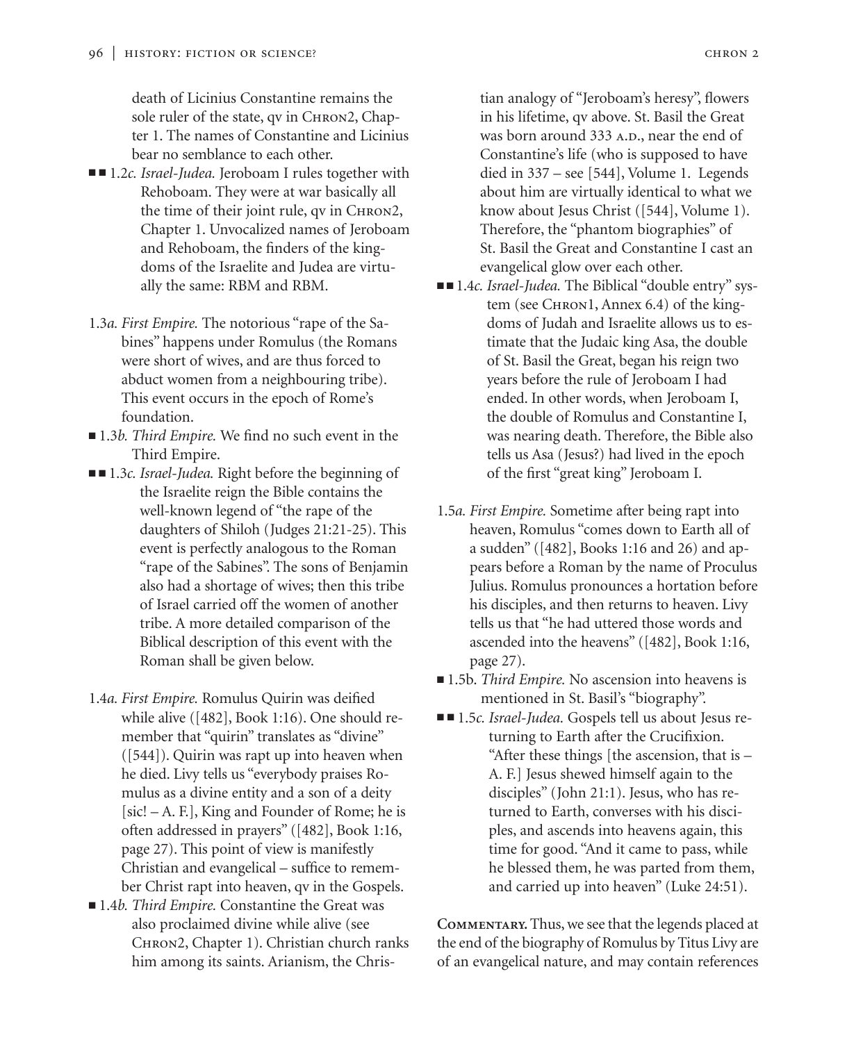death of Licinius Constantine remains the sole ruler of the state, qv in Chron2, Chapter 1. The names of Constantine and Licinius bear no semblance to each other.

■■ 1.2*c. Israel-Judea.* Jeroboam I rules together with Rehoboam. They were at war basically all the time of their joint rule, qv in Chron2, Chapter 1. Unvocalized names of Jeroboam and Rehoboam, the finders of the kingdoms of the Israelite and Judea are virtually the same: RBM and RBM.

1.3*a. First Empire.* The notorious "rape of the Sabines" happens under Romulus (the Romans were short of wives, and are thus forced to abduct women from a neighbouring tribe). This event occurs in the epoch of Rome's foundation.

■ 1.3*b. Third Empire.* We find no such event in the Third Empire.

■■ 1.3*c. Israel-Judea.* Right before the beginning of the Israelite reign the Bible contains the well-known legend of "the rape of the daughters of Shiloh (Judges 21:21-25). This event is perfectly analogous to the Roman "rape of the Sabines". The sons of Benjamin also had a shortage of wives; then this tribe of Israel carried off the women of another tribe. A more detailed comparison of the Biblical description of this event with the Roman shall be given below.

1.4*a. First Empire.* Romulus Quirin was deified while alive ([482], Book 1:16). One should remember that "quirin" translates as "divine" ([544]). Quirin was rapt up into heaven when he died. Livy tells us "everybody praises Romulus as a divine entity and a son of a deity [sic! – A. F.], King and Founder of Rome; he is often addressed in prayers" ([482], Book 1:16, page 27). This point of view is manifestly Christian and evangelical – suffice to remember Christ rapt into heaven, qv in the Gospels.

■ 1.4*b. Third Empire.* Constantine the Great was also proclaimed divine while alive (see Chron2, Chapter 1). Christian church ranks him among its saints. Arianism, the Christian analogy of "Jeroboam's heresy", flowers in his lifetime, qv above. St. Basil the Great was born around 333 A.D., near the end of Constantine's life (who is supposed to have died in 337 – see [544], Volume 1. Legends about him are virtually identical to what we know about Jesus Christ ([544], Volume 1). Therefore, the "phantom biographies" of St. Basil the Great and Constantine I cast an evangelical glow over each other.

■■ 1.4*c. Israel-Judea.* The Biblical "double entry" system (see Chron1, Annex 6.4) of the kingdoms of Judah and Israelite allows us to estimate that the Judaic king Asa, the double of St. Basil the Great, began his reign two years before the rule of Jeroboam I had ended. In other words, when Jeroboam I, the double of Romulus and Constantine I, was nearing death. Therefore, the Bible also tells us Asa (Jesus?) had lived in the epoch of the first "great king" Jeroboam I.

1.5*a. First Empire.* Sometime after being rapt into heaven, Romulus "comes down to Earth all of a sudden" ([482], Books 1:16 and 26) and appears before a Roman by the name of Proculus Julius. Romulus pronounces a hortation before his disciples, and then returns to heaven. Livy tells us that "he had uttered those words and ascended into the heavens" ([482], Book 1:16, page 27).

■ 1.5b. *Third Empire.* No ascension into heavens is mentioned in St. Basil's "biography".

■■ 1.5*c. Israel-Judea.* Gospels tell us about Jesus returning to Earth after the Crucifixion. "After these things [the ascension, that is – A. F.] Jesus shewed himself again to the disciples" (John 21:1). Jesus, who has returned to Earth, converses with his disciples, and ascends into heavens again, this time for good. "And it came to pass, while he blessed them, he was parted from them, and carried up into heaven" (Luke 24:51).

**Commentary.** Thus, we see that the legends placed at the end of the biography of Romulus by Titus Livy are of an evangelical nature, and may contain references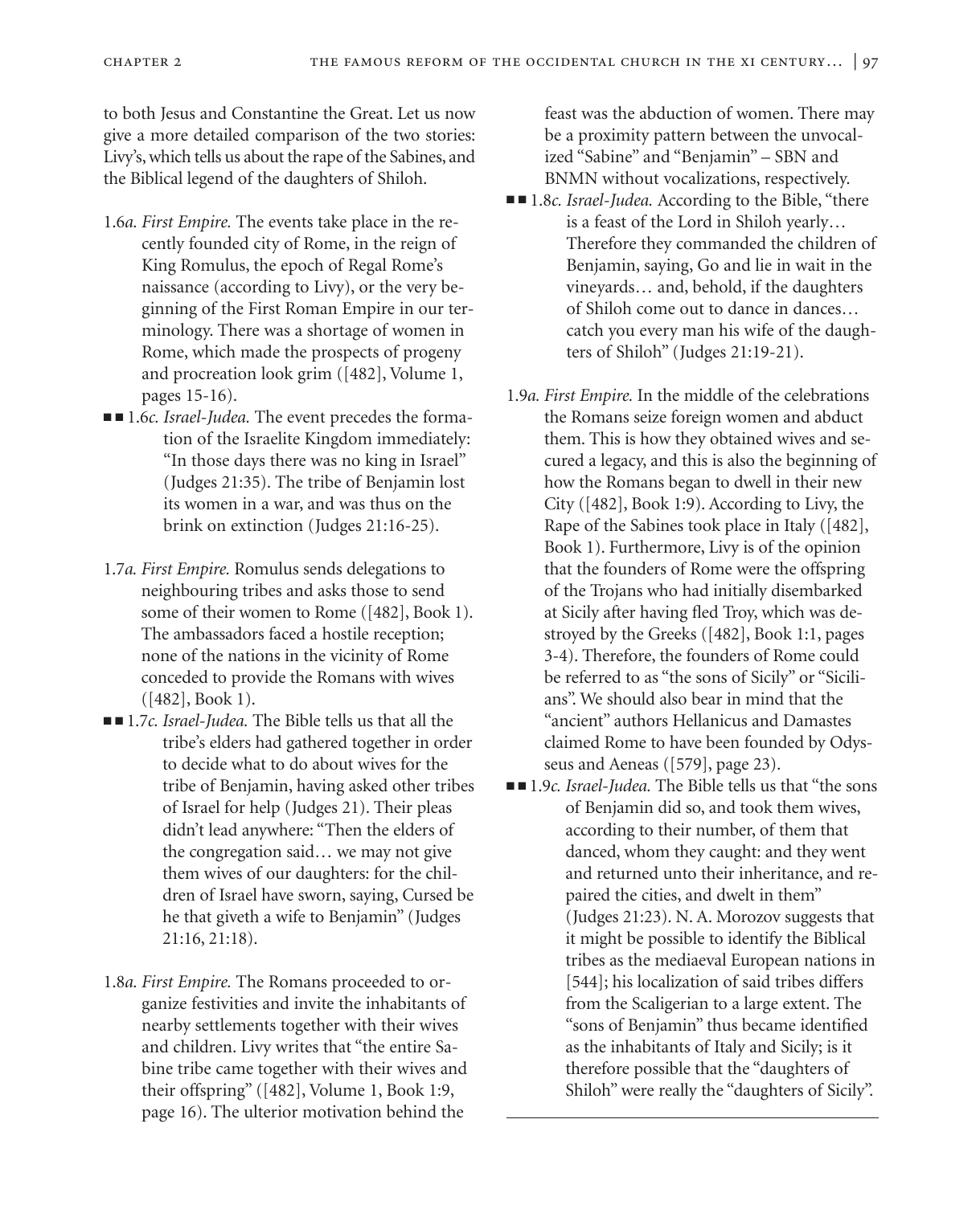to both Jesus and Constantine the Great. Let us now give a more detailed comparison of the two stories: Livy's, which tells us about the rape of the Sabines, and the Biblical legend of the daughters of Shiloh.

1.6*a. First Empire.* The events take place in the recently founded city of Rome, in the reign of King Romulus, the epoch of Regal Rome's naissance (according to Livy), or the very beginning of the First Roman Empire in our terminology. There was a shortage of women in Rome, which made the prospects of progeny and procreation look grim ([482], Volume 1, pages 15-16).

■■ 1.6*c. Israel-Judea.* The event precedes the formation of the Israelite Kingdom immediately: "In those days there was no king in Israel" (Judges 21:35). The tribe of Benjamin lost its women in a war, and was thus on the brink on extinction (Judges 21:16-25).

1.7*a. First Empire.* Romulus sends delegations to neighbouring tribes and asks those to send some of their women to Rome ([482], Book 1). The ambassadors faced a hostile reception; none of the nations in the vicinity of Rome conceded to provide the Romans with wives ([482], Book 1).

■■ 1.7*c. Israel-Judea.* The Bible tells us that all the tribe's elders had gathered together in order to decide what to do about wives for the tribe of Benjamin, having asked other tribes of Israel for help (Judges 21). Their pleas didn't lead anywhere: "Then the elders of the congregation said… we may not give them wives of our daughters: for the children of Israel have sworn, saying, Cursed be he that giveth a wife to Benjamin" (Judges 21:16, 21:18).

1.8*a. First Empire.* The Romans proceeded to organize festivities and invite the inhabitants of nearby settlements together with their wives and children. Livy writes that "the entire Sabine tribe came together with their wives and their offspring" ([482], Volume 1, Book 1:9, page 16). The ulterior motivation behind the feast was the abduction of women. There may be a proximity pattern between the unvocalized "Sabine" and "Benjamin" – SBN and BNMN without vocalizations, respectively.

■■ 1.8*c. Israel-Judea.* According to the Bible, "there is a feast of the Lord in Shiloh yearly… Therefore they commanded the children of Benjamin, saying, Go and lie in wait in the vineyards… and, behold, if the daughters of Shiloh come out to dance in dances… catch you every man his wife of the daughters of Shiloh" (Judges 21:19-21).

1.9*a. First Empire.* In the middle of the celebrations the Romans seize foreign women and abduct them. This is how they obtained wives and secured a legacy, and this is also the beginning of how the Romans began to dwell in their new City ([482], Book 1:9). According to Livy, the Rape of the Sabines took place in Italy ([482], Book 1). Furthermore, Livy is of the opinion that the founders of Rome were the offspring of the Trojans who had initially disembarked at Sicily after having fled Troy, which was destroyed by the Greeks ([482], Book 1:1, pages 3-4). Therefore, the founders of Rome could be referred to as "the sons of Sicily" or "Sicilians". We should also bear in mind that the "ancient" authors Hellanicus and Damastes claimed Rome to have been founded by Odysseus and Aeneas ([579], page 23).

■■ 1.9*c. Israel-Judea.* The Bible tells us that "the sons of Benjamin did so, and took them wives, according to their number, of them that danced, whom they caught: and they went and returned unto their inheritance, and repaired the cities, and dwelt in them" (Judges 21:23). N. A. Morozov suggests that it might be possible to identify the Biblical tribes as the mediaeval European nations in [544]; his localization of said tribes differs from the Scaligerian to a large extent. The "sons of Benjamin" thus became identified as the inhabitants of Italy and Sicily; is it therefore possible that the "daughters of Shiloh" were really the "daughters of Sicily".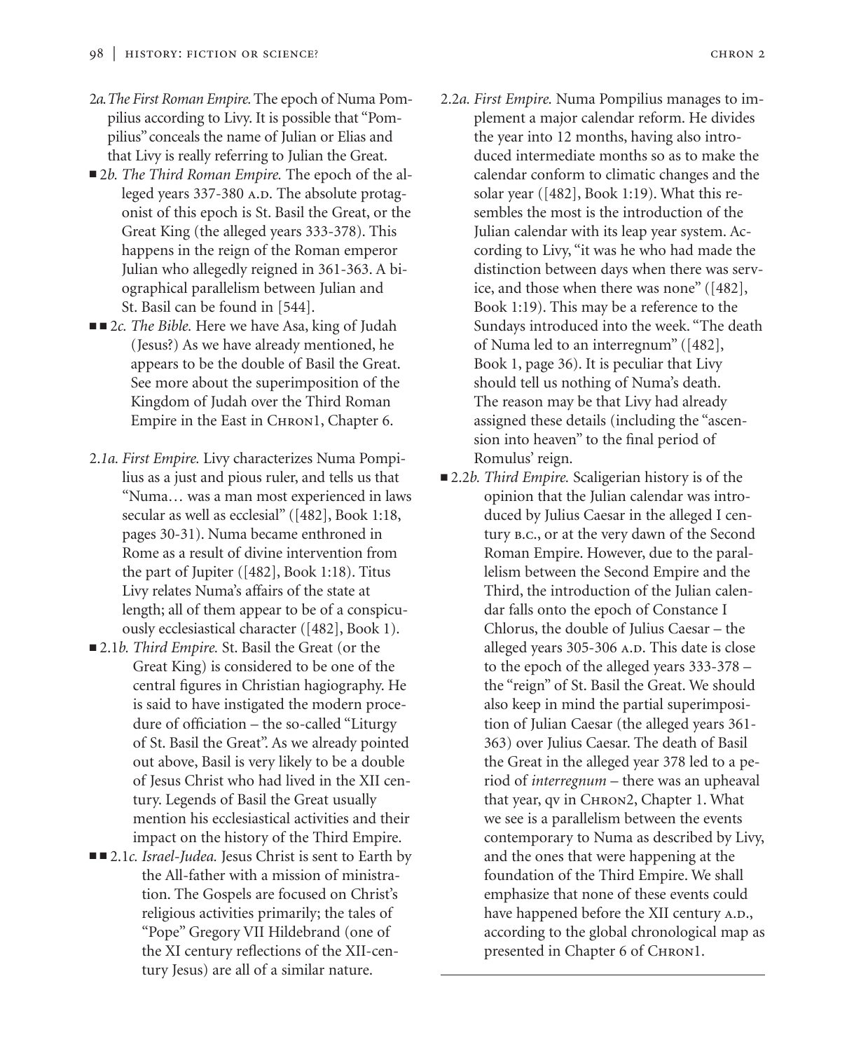2*a. The First Roman Empire.* The epoch of Numa Pompilius according to Livy. It is possible that "Pompilius" conceals the name of Julian or Elias and that Livy is really referring to Julian the Great.

■ 2*b. The Third Roman Empire.* The epoch of the alleged years 337-380 A.D. The absolute protagonist of this epoch is St. Basil the Great, or the Great King (the alleged years 333-378). This happens in the reign of the Roman emperor Julian who allegedly reigned in 361-363. A biographical parallelism between Julian and St. Basil can be found in [544].

■■ 2*c. The Bible.* Here we have Asa, king of Judah (Jesus?) As we have already mentioned, he appears to be the double of Basil the Great. See more about the superimposition of the Kingdom of Judah over the Third Roman Empire in the East in CHRON1, Chapter 6.

2.1*a. First Empire.* Livy characterizes Numa Pompilius as a just and pious ruler, and tells us that "Numa… was a man most experienced in laws secular as well as ecclesial" ([482], Book 1:18, pages 30-31). Numa became enthroned in Rome as a result of divine intervention from the part of Jupiter ([482], Book 1:18). Titus Livy relates Numa's affairs of the state at length; all of them appear to be of a conspicuously ecclesiastical character ([482], Book 1).

■ 2.1*b. Third Empire.* St. Basil the Great (or the Great King) is considered to be one of the central figures in Christian hagiography. He is said to have instigated the modern procedure of officiation – the so-called "Liturgy of St. Basil the Great". As we already pointed out above, Basil is very likely to be a double of Jesus Christ who had lived in the XII century. Legends of Basil the Great usually mention his ecclesiastical activities and their impact on the history of the Third Empire.

■■ 2.1*c. Israel-Judea.* Jesus Christ is sent to Earth by the All-father with a mission of ministration. The Gospels are focused on Christ's religious activities primarily; the tales of "Pope" Gregory VII Hildebrand (one of the XI century reflections of the XII-century Jesus) are all of a similar nature.

2.2*a. First Empire.* Numa Pompilius manages to implement a major calendar reform. He divides the year into 12 months, having also introduced intermediate months so as to make the calendar conform to climatic changes and the solar year ([482], Book 1:19). What this resembles the most is the introduction of the Julian calendar with its leap year system. According to Livy, "it was he who had made the distinction between days when there was service, and those when there was none" ([482], Book 1:19). This may be a reference to the Sundays introduced into the week. "The death of Numa led to an interregnum" ([482], Book 1, page 36). It is peculiar that Livy should tell us nothing of Numa's death. The reason may be that Livy had already assigned these details (including the "ascension into heaven" to the final period of Romulus' reign.

■ 2.2*b. Third Empire.* Scaligerian history is of the opinion that the Julian calendar was introduced by Julius Caesar in the alleged I century B.C., or at the very dawn of the Second Roman Empire. However, due to the parallelism between the Second Empire and the Third, the introduction of the Julian calendar falls onto the epoch of Constance I Chlorus, the double of Julius Caesar – the alleged years 305-306 A.D. This date is close to the epoch of the alleged years 333-378 – the "reign" of St. Basil the Great. We should also keep in mind the partial superimposition of Julian Caesar (the alleged years 361-363) over Julius Caesar. The death of Basil the Great in the alleged year 378 led to a period of *interregnum* – there was an upheaval that year, qv in CHRON2, Chapter 1. What we see is a parallelism between the events contemporary to Numa as described by Livy, and the ones that were happening at the foundation of the Third Empire. We shall emphasize that none of these events could have happened before the XII century A.D., according to the global chronological map as presented in Chapter 6 of CHRON1.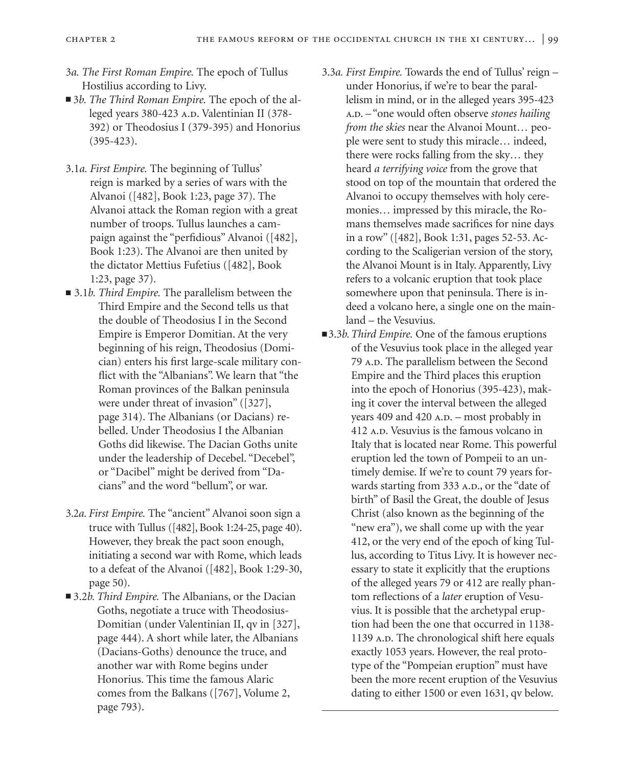*3a. The First Roman Empire.* The epoch of Tullus Hostilius according to Livy.

■ *3b. The Third Roman Empire.* The epoch of the alleged years 380-423 A.D. Valentinian II (378-392) or Theodosius I (379-395) and Honorius (395-423).

3.1*a. First Empire.* The beginning of Tullus' reign is marked by a series of wars with the Alvanoi ([482], Book 1:23, page 37). The Alvanoi attack the Roman region with a great number of troops. Tullus launches a campaign against the "perfidious" Alvanoi ([482], Book 1:23). The Alvanoi are then united by the dictator Mettius Fufetius ([482], Book 1:23, page 37).

■ 3.1*b. Third Empire.* The parallelism between the Third Empire and the Second tells us that the double of Theodosius I in the Second Empire is Emperor Domitian. At the very beginning of his reign, Theodosius (Domician) enters his first large-scale military conflict with the "Albanians". We learn that "the Roman provinces of the Balkan peninsula were under threat of invasion" ([327], page 314). The Albanians (or Dacians) rebelled. Under Theodosius I the Albanian Goths did likewise. The Dacian Goths unite under the leadership of Decebel. "Decebel", or "Dacibel" might be derived from "Dacians" and the word "bellum", or war.

3.2*a. First Empire.* The "ancient" Alvanoi soon sign a truce with Tullus ([482], Book 1:24-25, page 40). However, they break the pact soon enough, initiating a second war with Rome, which leads to a defeat of the Alvanoi ([482], Book 1:29-30, page 50).

■ 3.2*b. Third Empire.* The Albanians, or the Dacian Goths, negotiate a truce with Theodosius-Domitian (under Valentinian II, qv in [327], page 444). A short while later, the Albanians (Dacians-Goths) denounce the truce, and another war with Rome begins under Honorius. This time the famous Alaric comes from the Balkans ([767], Volume 2, page 793).

3.3*a. First Empire.* Towards the end of Tullus' reign – under Honorius, if we're to bear the parallelism in mind, or in the alleged years 395-423 A.D. – "one would often observe *stones hailing from the skies* near the Alvanoi Mount… people were sent to study this miracle… indeed, there were rocks falling from the sky… they heard *a terrifying voice* from the grove that stood on top of the mountain that ordered the Alvanoi to occupy themselves with holy ceremonies… impressed by this miracle, the Romans themselves made sacrifices for nine days in a row" ([482], Book 1:31, pages 52-53. According to the Scaligerian version of the story, the Alvanoi Mount is in Italy. Apparently, Livy refers to a volcanic eruption that took place somewhere upon that peninsula. There is indeed a volcano here, a single one on the mainland – the Vesuvius.

■ 3.3*b. Third Empire.* One of the famous eruptions of the Vesuvius took place in the alleged year 79 A.D. The parallelism between the Second Empire and the Third places this eruption into the epoch of Honorius (395-423), making it cover the interval between the alleged years 409 and 420 A.D. – most probably in 412 A.D. Vesuvius is the famous volcano in Italy that is located near Rome. This powerful eruption led the town of Pompeii to an untimely demise. If we're to count 79 years forwards starting from 333 A.D., or the "date of birth" of Basil the Great, the double of Jesus Christ (also known as the beginning of the "new era"), we shall come up with the year 412, or the very end of the epoch of king Tullus, according to Titus Livy. It is however necessary to state it explicitly that the eruptions of the alleged years 79 or 412 are really phantom reflections of a *later* eruption of Vesuvius. It is possible that the archetypal eruption had been the one that occurred in 1138-1139 A.D. The chronological shift here equals exactly 1053 years. However, the real prototype of the "Pompeian eruption" must have been the more recent eruption of the Vesuvius dating to either 1500 or even 1631, qv below.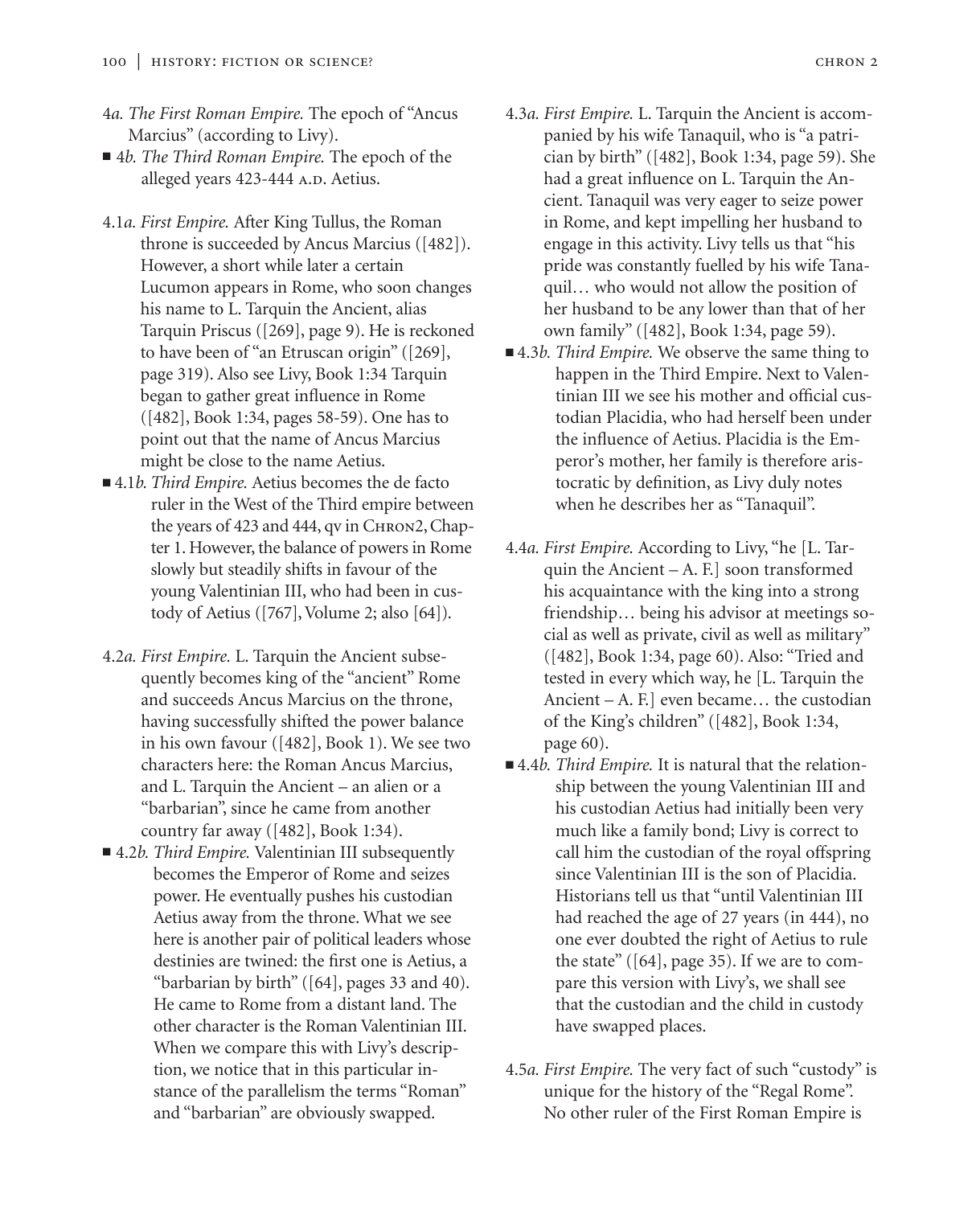4*a. The First Roman Empire.* The epoch of "Ancus Marcius" (according to Livy).

■ 4*b. The Third Roman Empire.* The epoch of the alleged years 423-444 A.D. Aetius.

4.1*a. First Empire.* After King Tullus, the Roman throne is succeeded by Ancus Marcius ([482]). However, a short while later a certain Lucumon appears in Rome, who soon changes his name to L. Tarquin the Ancient, alias Tarquin Priscus ([269], page 9). He is reckoned to have been of "an Etruscan origin" ([269], page 319). Also see Livy, Book 1:34 Tarquin began to gather great influence in Rome ([482], Book 1:34, pages 58-59). One has to point out that the name of Ancus Marcius might be close to the name Aetius.

■ 4.1*b. Third Empire.* Aetius becomes the de facto ruler in the West of the Third empire between the years of 423 and 444, qv in CHRON2, Chapter 1. However, the balance of powers in Rome slowly but steadily shifts in favour of the young Valentinian III, who had been in custody of Aetius ([767], Volume 2; also [64]).

4.2*a. First Empire.* L. Tarquin the Ancient subsequently becomes king of the "ancient" Rome and succeeds Ancus Marcius on the throne, having successfully shifted the power balance in his own favour ([482], Book 1). We see two characters here: the Roman Ancus Marcius, and L. Tarquin the Ancient – an alien or a "barbarian", since he came from another country far away ([482], Book 1:34).

■ 4.2*b. Third Empire.* Valentinian III subsequently becomes the Emperor of Rome and seizes power. He eventually pushes his custodian Aetius away from the throne. What we see here is another pair of political leaders whose destinies are twined: the first one is Aetius, a "barbarian by birth" ([64], pages 33 and 40). He came to Rome from a distant land. The other character is the Roman Valentinian III. When we compare this with Livy's description, we notice that in this particular instance of the parallelism the terms "Roman" and "barbarian" are obviously swapped.

4.3*a. First Empire.* L. Tarquin the Ancient is accompanied by his wife Tanaquil, who is "a patrician by birth" ([482], Book 1:34, page 59). She had a great influence on L. Tarquin the Ancient. Tanaquil was very eager to seize power in Rome, and kept impelling her husband to engage in this activity. Livy tells us that "his pride was constantly fuelled by his wife Tanaquil… who would not allow the position of her husband to be any lower than that of her own family" ([482], Book 1:34, page 59).

■ 4.3*b. Third Empire.* We observe the same thing to happen in the Third Empire. Next to Valentinian III we see his mother and official custodian Placidia, who had herself been under the influence of Aetius. Placidia is the Emperor's mother, her family is therefore aristocratic by definition, as Livy duly notes when he describes her as "Tanaquil".

4.4*a. First Empire.* According to Livy, "he [L. Tarquin the Ancient – A. F.] soon transformed his acquaintance with the king into a strong friendship… being his advisor at meetings social as well as private, civil as well as military" ([482], Book 1:34, page 60). Also: "Tried and tested in every which way, he [L. Tarquin the Ancient – A. F.] even became… the custodian of the King's children" ([482], Book 1:34, page 60).

■ 4.4*b. Third Empire.* It is natural that the relationship between the young Valentinian III and his custodian Aetius had initially been very much like a family bond; Livy is correct to call him the custodian of the royal offspring since Valentinian III is the son of Placidia. Historians tell us that "until Valentinian III had reached the age of 27 years (in 444), no one ever doubted the right of Aetius to rule the state" ([64], page 35). If we are to compare this version with Livy's, we shall see that the custodian and the child in custody have swapped places.

4.5*a. First Empire.* The very fact of such "custody" is unique for the history of the "Regal Rome". No other ruler of the First Roman Empire is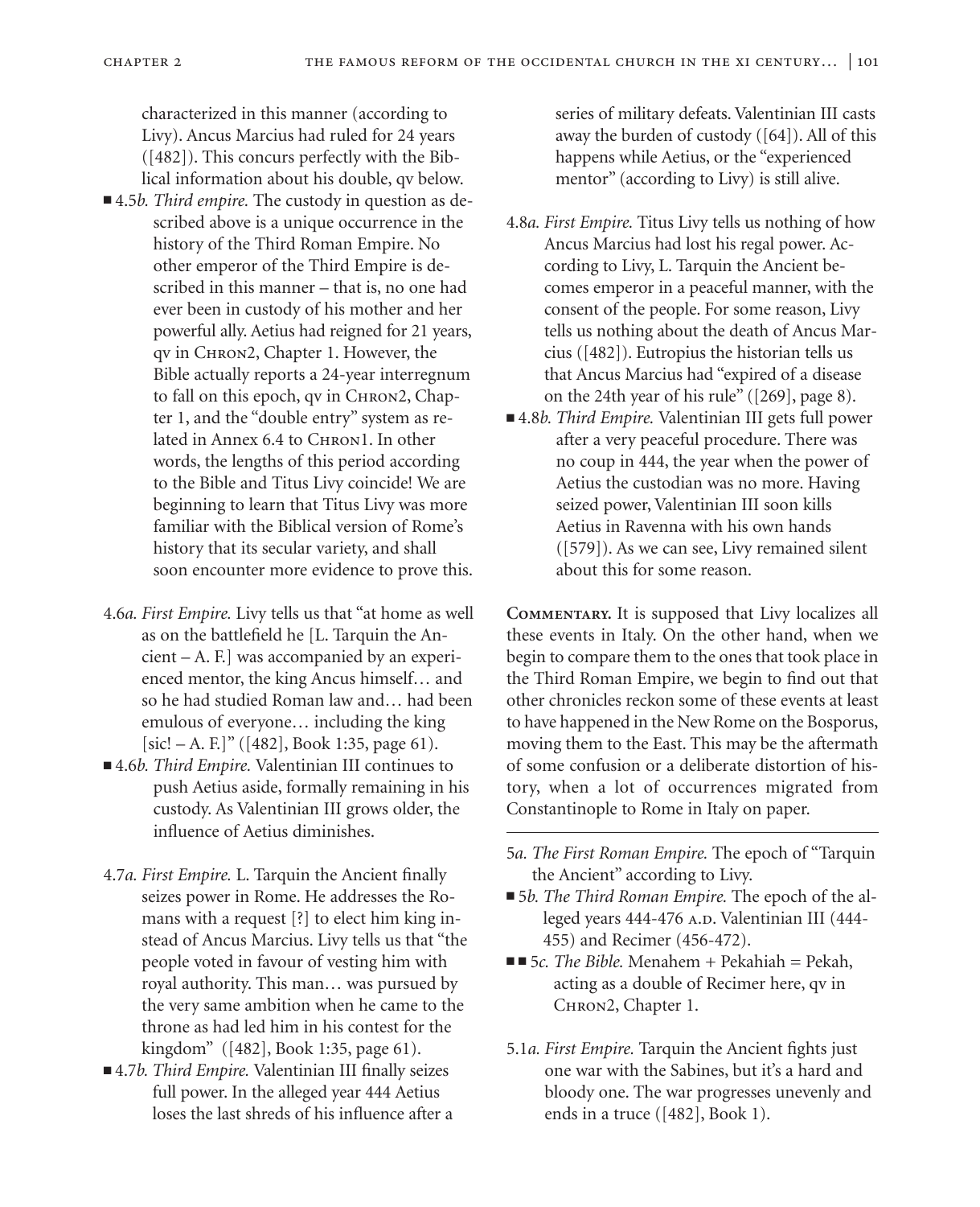characterized in this manner (according to Livy). Ancus Marcius had ruled for 24 years ([482]). This concurs perfectly with the Biblical information about his double, qv below.

■ 4.5*b. Third empire.* The custody in question as described above is a unique occurrence in the history of the Third Roman Empire. No other emperor of the Third Empire is described in this manner – that is, no one had ever been in custody of his mother and her powerful ally. Aetius had reigned for 21 years, qv in Chron2, Chapter 1. However, the Bible actually reports a 24-year interregnum to fall on this epoch, qv in Chron2, Chapter 1, and the "double entry" system as related in Annex 6.4 to Chron1. In other words, the lengths of this period according to the Bible and Titus Livy coincide! We are beginning to learn that Titus Livy was more familiar with the Biblical version of Rome's history that its secular variety, and shall soon encounter more evidence to prove this.

4.6*a. First Empire.* Livy tells us that "at home as well as on the battlefield he [L. Tarquin the Ancient – A. F.] was accompanied by an experienced mentor, the king Ancus himself… and so he had studied Roman law and… had been emulous of everyone… including the king [sic! – A. F.]" ([482], Book 1:35, page 61).

■ 4.6*b. Third Empire.* Valentinian III continues to push Aetius aside, formally remaining in his custody. As Valentinian III grows older, the influence of Aetius diminishes.

4.7*a. First Empire.* L. Tarquin the Ancient finally seizes power in Rome. He addresses the Romans with a request [?] to elect him king instead of Ancus Marcius. Livy tells us that "the people voted in favour of vesting him with royal authority. This man… was pursued by the very same ambition when he came to the throne as had led him in his contest for the kingdom" ([482], Book 1:35, page 61).

■ 4.7*b. Third Empire.* Valentinian III finally seizes full power. In the alleged year 444 Aetius loses the last shreds of his influence after a series of military defeats. Valentinian III casts away the burden of custody ([64]). All of this happens while Aetius, or the "experienced mentor" (according to Livy) is still alive.

4.8*a. First Empire.* Titus Livy tells us nothing of how Ancus Marcius had lost his regal power. According to Livy, L. Tarquin the Ancient becomes emperor in a peaceful manner, with the consent of the people. For some reason, Livy tells us nothing about the death of Ancus Marcius ([482]). Eutropius the historian tells us that Ancus Marcius had "expired of a disease on the 24th year of his rule" ([269], page 8).

■ 4.8*b. Third Empire.* Valentinian III gets full power after a very peaceful procedure. There was no coup in 444, the year when the power of Aetius the custodian was no more. Having seized power, Valentinian III soon kills Aetius in Ravenna with his own hands ([579]). As we can see, Livy remained silent about this for some reason.

**Commentary.** It is supposed that Livy localizes all these events in Italy. On the other hand, when we begin to compare them to the ones that took place in the Third Roman Empire, we begin to find out that other chronicles reckon some of these events at least to have happened in the New Rome on the Bosporus, moving them to the East. This may be the aftermath of some confusion or a deliberate distortion of history, when a lot of occurrences migrated from Constantinople to Rome in Italy on paper.

---

5*a. The First Roman Empire.* The epoch of "Tarquin the Ancient" according to Livy.

■ 5*b. The Third Roman Empire.* The epoch of the alleged years 444-476 A.D. Valentinian III (444-455) and Recimer (456-472).

■■ 5*c. The Bible.* Menahem + Pekahiah = Pekah, acting as a double of Recimer here, qv in Chron2, Chapter 1.

5.1*a. First Empire.* Tarquin the Ancient fights just one war with the Sabines, but it's a hard and bloody one. The war progresses unevenly and ends in a truce ([482], Book 1).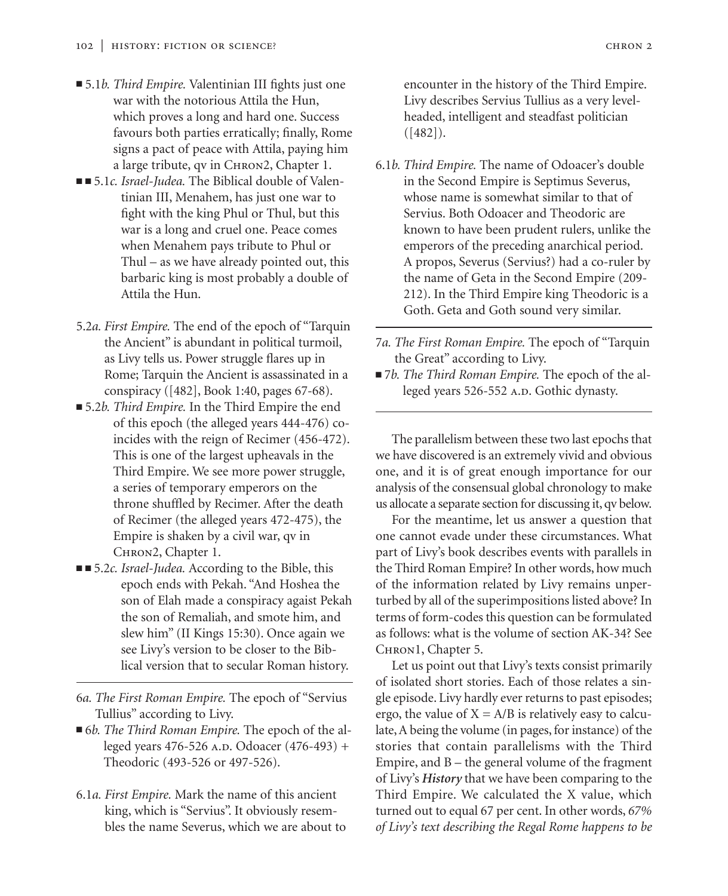- ■ 5.1*b. Third Empire.* Valentinian III fights just one war with the notorious Attila the Hun, which proves a long and hard one. Success favours both parties erratically; finally, Rome signs a pact of peace with Attila, paying him a large tribute, qv in CHRON2, Chapter 1.
- ■■ 5.1*c. Israel-Judea.* The Biblical double of Valentinian III, Menahem, has just one war to fight with the king Phul or Thul, but this war is a long and cruel one. Peace comes when Menahem pays tribute to Phul or Thul – as we have already pointed out, this barbaric king is most probably a double of Attila the Hun.

5.2*a. First Empire.* The end of the epoch of "Tarquin the Ancient" is abundant in political turmoil, as Livy tells us. Power struggle flares up in Rome; Tarquin the Ancient is assassinated in a conspiracy ([482], Book 1:40, pages 67-68).

- ■ 5.2*b. Third Empire.* In the Third Empire the end of this epoch (the alleged years 444-476) coincides with the reign of Recimer (456-472). This is one of the largest upheavals in the Third Empire. We see more power struggle, a series of temporary emperors on the throne shuffled by Recimer. After the death of Recimer (the alleged years 472-475), the Empire is shaken by a civil war, qv in CHRON2, Chapter 1.
- ■■ 5.2*c. Israel-Judea.* According to the Bible, this epoch ends with Pekah. "And Hoshea the son of Elah made a conspiracy agaist Pekah the son of Remaliah, and smote him, and slew him" (II Kings 15:30). Once again we see Livy's version to be closer to the Biblical version that to secular Roman history.

---

6*a. The First Roman Empire.* The epoch of "Servius Tullius" according to Livy.

- ■ 6*b. The Third Roman Empire.* The epoch of the alleged years 476-526 A.D. Odoacer (476-493) + Theodoric (493-526 or 497-526).

6.1*a. First Empire.* Mark the name of this ancient king, which is "Servius". It obviously resembles the name Severus, which we are about to encounter in the history of the Third Empire. Livy describes Servius Tullius as a very levelheaded, intelligent and steadfast politician ([482]).

6.1*b. Third Empire.* The name of Odoacer's double in the Second Empire is Septimus Severus, whose name is somewhat similar to that of Servius. Both Odoacer and Theodoric are known to have been prudent rulers, unlike the emperors of the preceding anarchical period. A propos, Severus (Servius?) had a co-ruler by the name of Geta in the Second Empire (209-212). In the Third Empire king Theodoric is a Goth. Geta and Goth sound very similar.

---

7*a. The First Roman Empire.* The epoch of "Tarquin the Great" according to Livy.

- ■ 7*b. The Third Roman Empire.* The epoch of the alleged years 526-552 A.D. Gothic dynasty.

---

The parallelism between these two last epochs that we have discovered is an extremely vivid and obvious one, and it is of great enough importance for our analysis of the consensual global chronology to make us allocate a separate section for discussing it, qv below.

For the meantime, let us answer a question that one cannot evade under these circumstances. What part of Livy's book describes events with parallels in the Third Roman Empire? In other words, how much of the information related by Livy remains unperturbed by all of the superimpositions listed above? In terms of form-codes this question can be formulated as follows: what is the volume of section AK-34? See CHRON1, Chapter 5.

Let us point out that Livy's texts consist primarily of isolated short stories. Each of those relates a single episode. Livy hardly ever returns to past episodes; ergo, the value of $X = A/B$ is relatively easy to calculate, A being the volume (in pages, for instance) of the stories that contain parallelisms with the Third Empire, and B – the general volume of the fragment of Livy's ***History*** that we have been comparing to the Third Empire. We calculated the X value, which turned out to equal 67 per cent. In other words, *67% of Livy's text describing the Regal Rome happens to be*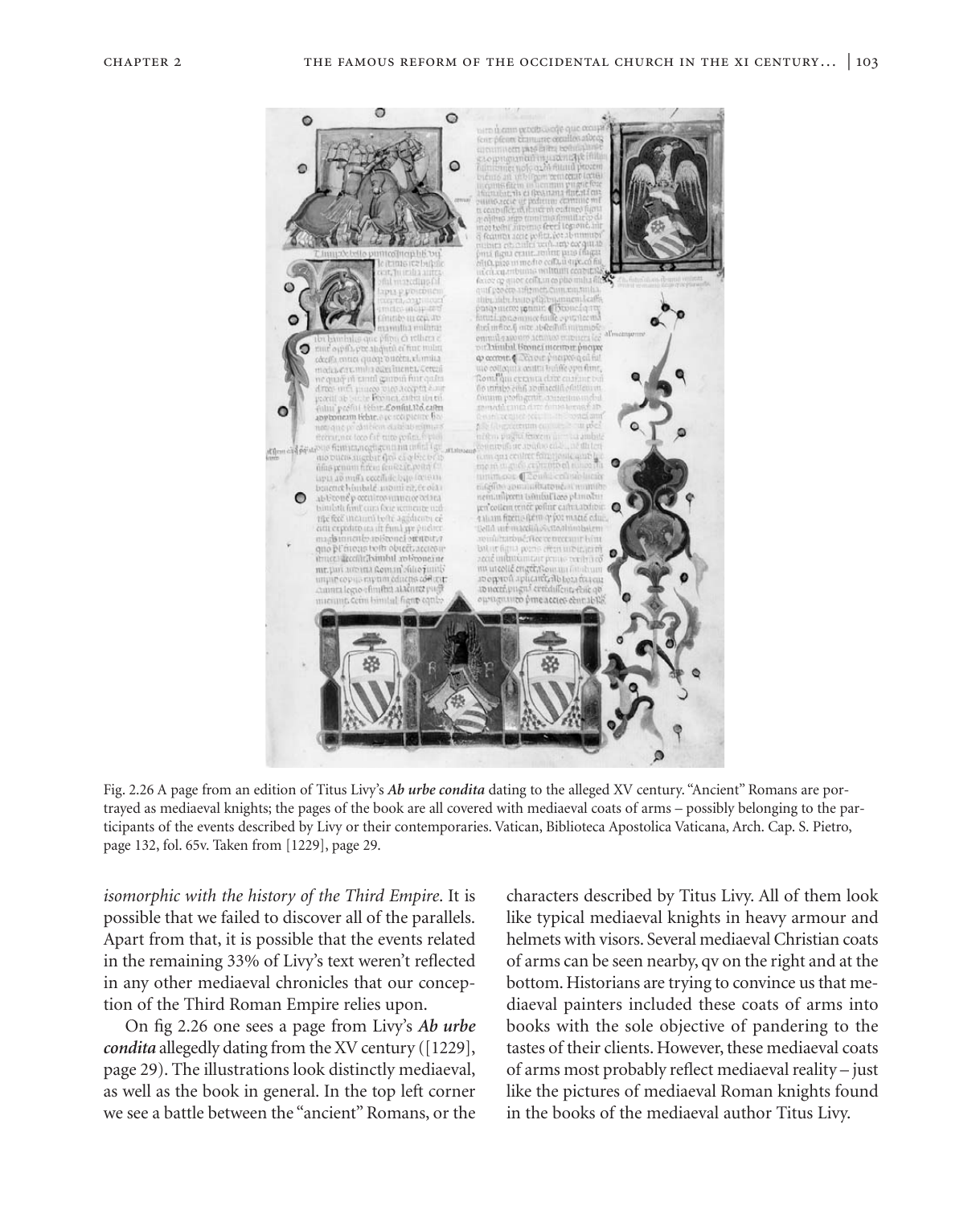Fig. 2.26 A page from an edition of Titus Livy's ***Ab urbe condita*** dating to the alleged XV century. "Ancient" Romans are portrayed as mediaeval knights; the pages of the book are all covered with mediaeval coats of arms – possibly belonging to the participants of the events described by Livy or their contemporaries. Vatican, Biblioteca Apostolica Vaticana, Arch. Cap. S. Pietro, page 132, fol. 65v. Taken from [1229], page 29.

*isomorphic with the history of the Third Empire.* It is possible that we failed to discover all of the parallels. Apart from that, it is possible that the events related in the remaining 33% of Livy's text weren't reflected in any other mediaeval chronicles that our conception of the Third Roman Empire relies upon.

On fig 2.26 one sees a page from Livy's ***Ab urbe condita*** allegedly dating from the XV century ([1229], page 29). The illustrations look distinctly mediaeval, as well as the book in general. In the top left corner we see a battle between the "ancient" Romans, or the characters described by Titus Livy. All of them look like typical mediaeval knights in heavy armour and helmets with visors. Several mediaeval Christian coats of arms can be seen nearby, qv on the right and at the bottom. Historians are trying to convince us that mediaeval painters included these coats of arms into books with the sole objective of pandering to the tastes of their clients. However, these mediaeval coats of arms most probably reflect mediaeval reality – just like the pictures of mediaeval Roman knights found in the books of the mediaeval author Titus Livy.